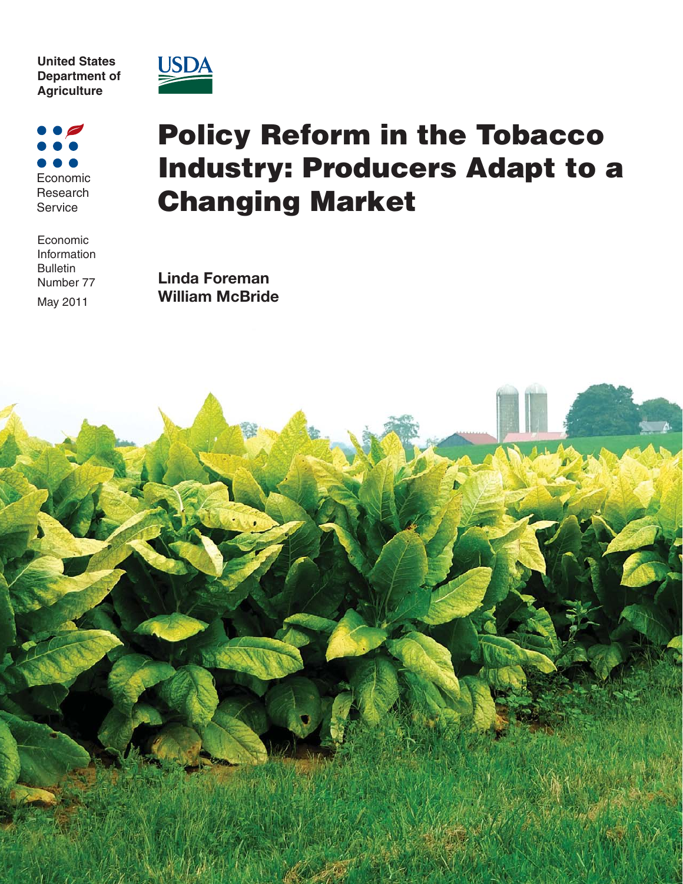United States Department of Agriculture

Economic Research Service

Economic Information Bulletin Number 77

May 2011

# Policy Reform in the Tobacco Industry: Producers Adapt to a Changing Market

**Linda Foreman**
**William McBride**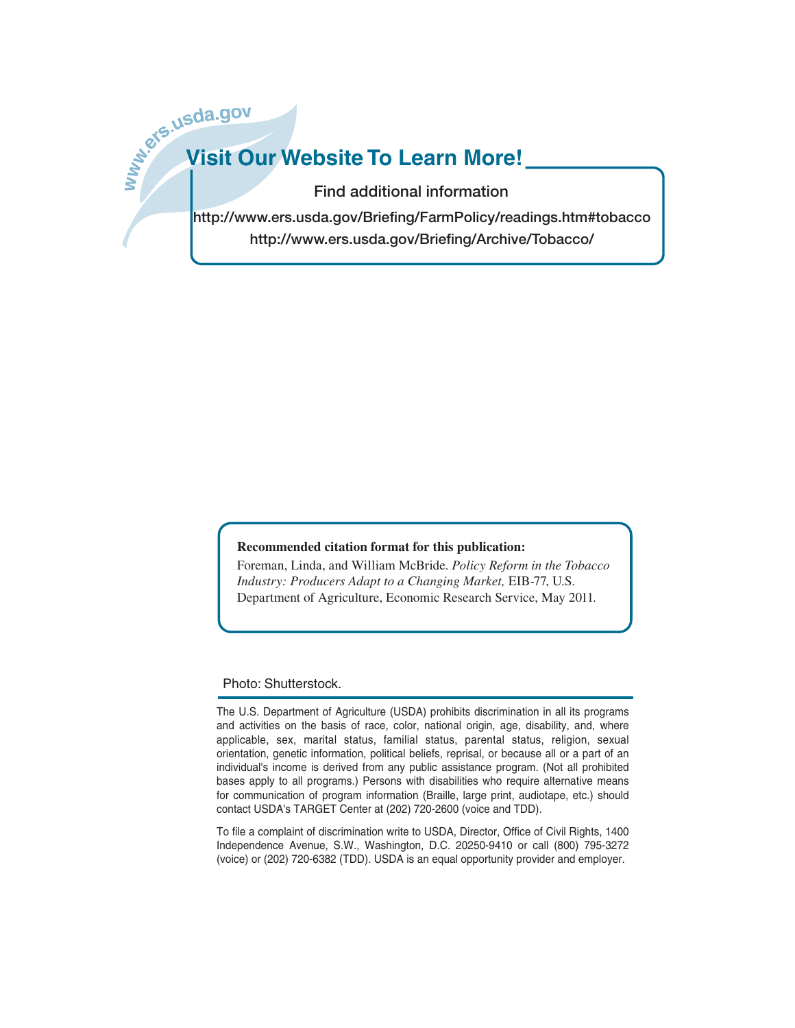www.ers.usda.gov

## Visit Our Website To Learn More!

Find additional information

http://www.ers.usda.gov/Briefing/FarmPolicy/readings.htm#tobacco

http://www.ers.usda.gov/Briefing/Archive/Tobacco/

**Recommended citation format for this publication:**

Foreman, Linda, and William McBride. *Policy Reform in the Tobacco Industry: Producers Adapt to a Changing Market,* EIB-77, U.S. Department of Agriculture, Economic Research Service, May 2011.

Photo: Shutterstock.

The U.S. Department of Agriculture (USDA) prohibits discrimination in all its programs and activities on the basis of race, color, national origin, age, disability, and, where applicable, sex, marital status, familial status, parental status, religion, sexual orientation, genetic information, political beliefs, reprisal, or because all or a part of an individual's income is derived from any public assistance program. (Not all prohibited bases apply to all programs.) Persons with disabilities who require alternative means for communication of program information (Braille, large print, audiotape, etc.) should contact USDA's TARGET Center at (202) 720-2600 (voice and TDD).

To file a complaint of discrimination write to USDA, Director, Office of Civil Rights, 1400 Independence Avenue, S.W., Washington, D.C. 20250-9410 or call (800) 795-3272 (voice) or (202) 720-6382 (TDD). USDA is an equal opportunity provider and employer.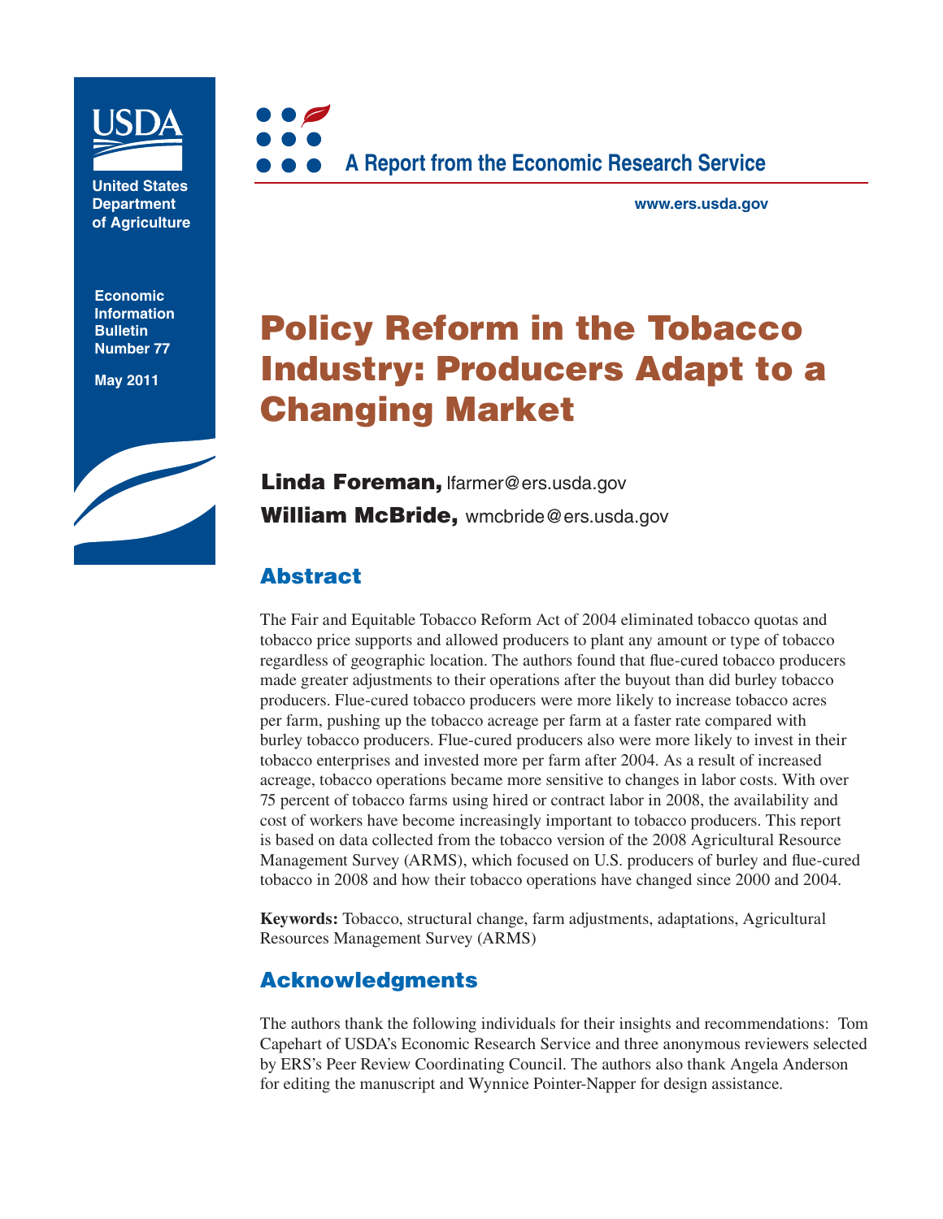United States Department of Agriculture

Economic Information Bulletin Number 77

May 2011

A Report from the Economic Research Service

www.ers.usda.gov

# Policy Reform in the Tobacco Industry: Producers Adapt to a Changing Market

**Linda Foreman,** lfarmer@ers.usda.gov

**William McBride,** wmcbride@ers.usda.gov

## Abstract

The Fair and Equitable Tobacco Reform Act of 2004 eliminated tobacco quotas and tobacco price supports and allowed producers to plant any amount or type of tobacco regardless of geographic location. The authors found that flue-cured tobacco producers made greater adjustments to their operations after the buyout than did burley tobacco producers. Flue-cured tobacco producers were more likely to increase tobacco acres per farm, pushing up the tobacco acreage per farm at a faster rate compared with burley tobacco producers. Flue-cured producers also were more likely to invest in their tobacco enterprises and invested more per farm after 2004. As a result of increased acreage, tobacco operations became more sensitive to changes in labor costs. With over 75 percent of tobacco farms using hired or contract labor in 2008, the availability and cost of workers have become increasingly important to tobacco producers. This report is based on data collected from the tobacco version of the 2008 Agricultural Resource Management Survey (ARMS), which focused on U.S. producers of burley and flue-cured tobacco in 2008 and how their tobacco operations have changed since 2000 and 2004.

**Keywords:** Tobacco, structural change, farm adjustments, adaptations, Agricultural Resources Management Survey (ARMS)

## Acknowledgments

The authors thank the following individuals for their insights and recommendations: Tom Capehart of USDA's Economic Research Service and three anonymous reviewers selected by ERS's Peer Review Coordinating Council. The authors also thank Angela Anderson for editing the manuscript and Wynnice Pointer-Napper for design assistance.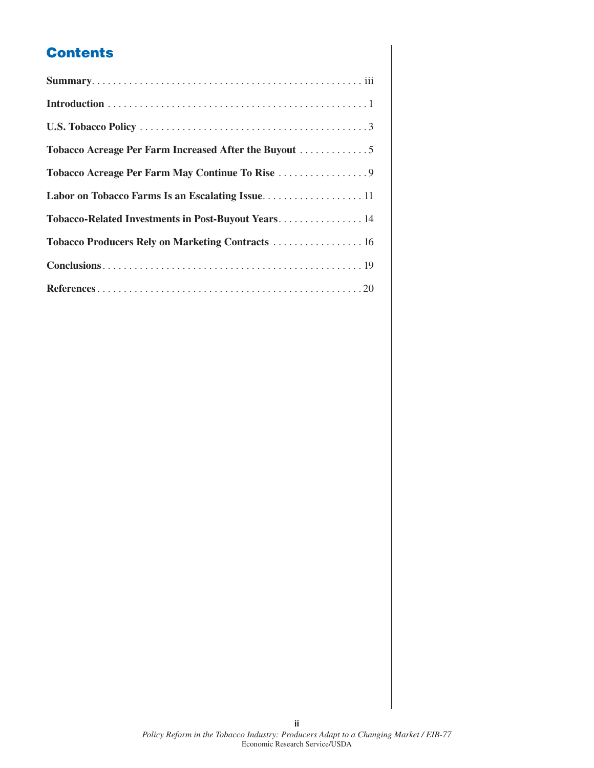# Contents

**Summary** . . . . . . . . . . . . . . . . . . . . . . . . . . . . . . . . . . . . . . . . . . . . . . . . . iii

**Introduction** . . . . . . . . . . . . . . . . . . . . . . . . . . . . . . . . . . . . . . . . . . . . . . . . 1

**U.S. Tobacco Policy** . . . . . . . . . . . . . . . . . . . . . . . . . . . . . . . . . . . . . . . . . . . 3

**Tobacco Acreage Per Farm Increased After the Buyout** . . . . . . . . . . . . . 5

**Tobacco Acreage Per Farm May Continue To Rise** . . . . . . . . . . . . . . . . . 9

**Labor on Tobacco Farms Is an Escalating Issue** . . . . . . . . . . . . . . . . . . . 11

**Tobacco-Related Investments in Post-Buyout Years** . . . . . . . . . . . . . . . . 14

**Tobacco Producers Rely on Marketing Contracts** . . . . . . . . . . . . . . . . . 16

**Conclusions** . . . . . . . . . . . . . . . . . . . . . . . . . . . . . . . . . . . . . . . . . . . . . . . . 19

**References** . . . . . . . . . . . . . . . . . . . . . . . . . . . . . . . . . . . . . . . . . . . . . . . . . 20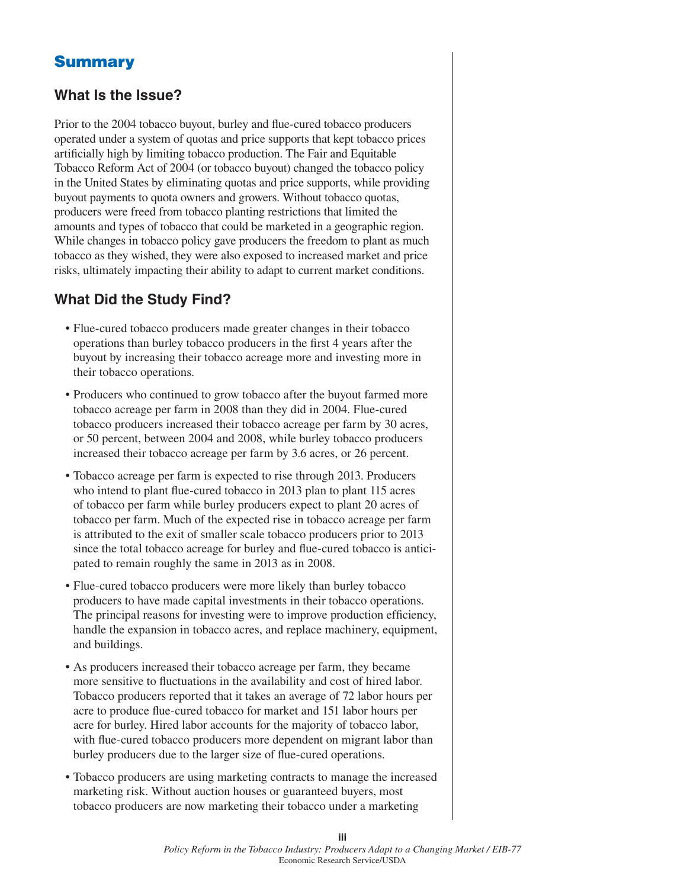# Summary

## What Is the Issue?

Prior to the 2004 tobacco buyout, burley and flue-cured tobacco producers operated under a system of quotas and price supports that kept tobacco prices artificially high by limiting tobacco production. The Fair and Equitable Tobacco Reform Act of 2004 (or tobacco buyout) changed the tobacco policy in the United States by eliminating quotas and price supports, while providing buyout payments to quota owners and growers. Without tobacco quotas, producers were freed from tobacco planting restrictions that limited the amounts and types of tobacco that could be marketed in a geographic region. While changes in tobacco policy gave producers the freedom to plant as much tobacco as they wished, they were also exposed to increased market and price risks, ultimately impacting their ability to adapt to current market conditions.

## What Did the Study Find?

- Flue-cured tobacco producers made greater changes in their tobacco operations than burley tobacco producers in the first 4 years after the buyout by increasing their tobacco acreage more and investing more in their tobacco operations.
- Producers who continued to grow tobacco after the buyout farmed more tobacco acreage per farm in 2008 than they did in 2004. Flue-cured tobacco producers increased their tobacco acreage per farm by 30 acres, or 50 percent, between 2004 and 2008, while burley tobacco producers increased their tobacco acreage per farm by 3.6 acres, or 26 percent.
- Tobacco acreage per farm is expected to rise through 2013. Producers who intend to plant flue-cured tobacco in 2013 plan to plant 115 acres of tobacco per farm while burley producers expect to plant 20 acres of tobacco per farm. Much of the expected rise in tobacco acreage per farm is attributed to the exit of smaller scale tobacco producers prior to 2013 since the total tobacco acreage for burley and flue-cured tobacco is anticipated to remain roughly the same in 2013 as in 2008.
- Flue-cured tobacco producers were more likely than burley tobacco producers to have made capital investments in their tobacco operations. The principal reasons for investing were to improve production efficiency, handle the expansion in tobacco acres, and replace machinery, equipment, and buildings.
- As producers increased their tobacco acreage per farm, they became more sensitive to fluctuations in the availability and cost of hired labor. Tobacco producers reported that it takes an average of 72 labor hours per acre to produce flue-cured tobacco for market and 151 labor hours per acre for burley. Hired labor accounts for the majority of tobacco labor, with flue-cured tobacco producers more dependent on migrant labor than burley producers due to the larger size of flue-cured operations.
- Tobacco producers are using marketing contracts to manage the increased marketing risk. Without auction houses or guaranteed buyers, most tobacco producers are now marketing their tobacco under a marketing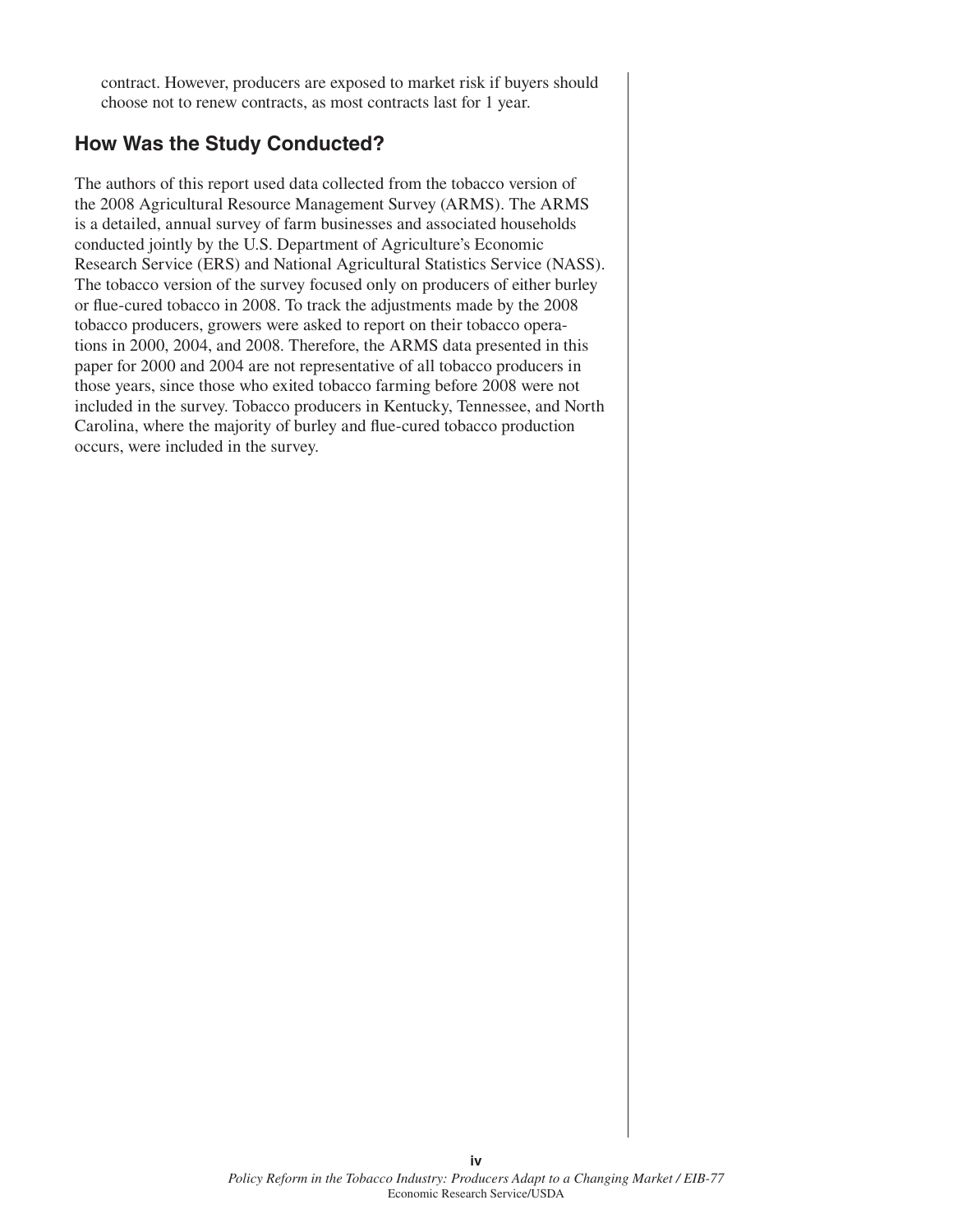contract. However, producers are exposed to market risk if buyers should choose not to renew contracts, as most contracts last for 1 year.

## How Was the Study Conducted?

The authors of this report used data collected from the tobacco version of the 2008 Agricultural Resource Management Survey (ARMS). The ARMS is a detailed, annual survey of farm businesses and associated households conducted jointly by the U.S. Department of Agriculture's Economic Research Service (ERS) and National Agricultural Statistics Service (NASS). The tobacco version of the survey focused only on producers of either burley or flue-cured tobacco in 2008. To track the adjustments made by the 2008 tobacco producers, growers were asked to report on their tobacco operations in 2000, 2004, and 2008. Therefore, the ARMS data presented in this paper for 2000 and 2004 are not representative of all tobacco producers in those years, since those who exited tobacco farming before 2008 were not included in the survey. Tobacco producers in Kentucky, Tennessee, and North Carolina, where the majority of burley and flue-cured tobacco production occurs, were included in the survey.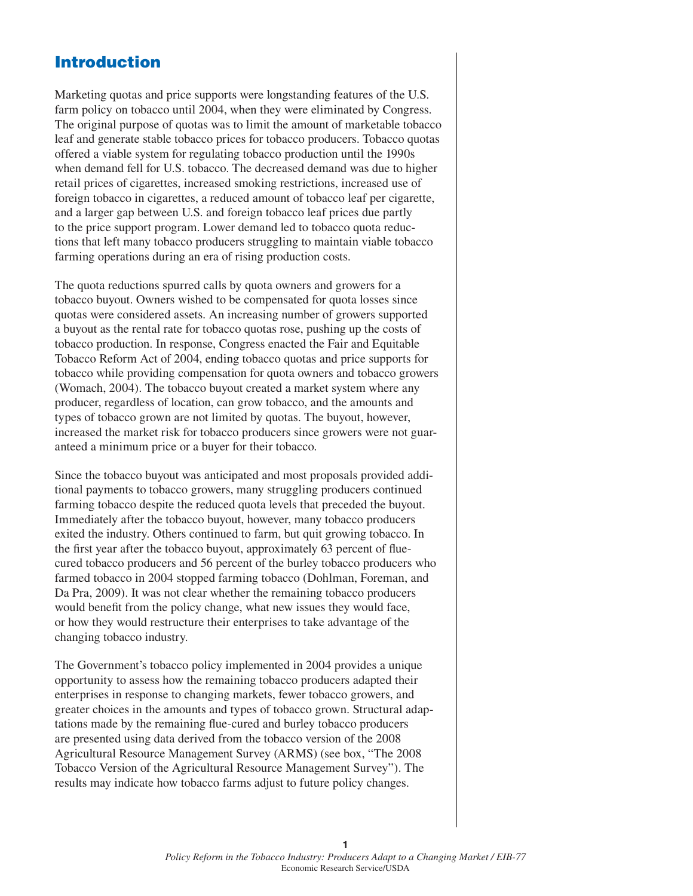# Introduction

Marketing quotas and price supports were longstanding features of the U.S. farm policy on tobacco until 2004, when they were eliminated by Congress. The original purpose of quotas was to limit the amount of marketable tobacco leaf and generate stable tobacco prices for tobacco producers. Tobacco quotas offered a viable system for regulating tobacco production until the 1990s when demand fell for U.S. tobacco. The decreased demand was due to higher retail prices of cigarettes, increased smoking restrictions, increased use of foreign tobacco in cigarettes, a reduced amount of tobacco leaf per cigarette, and a larger gap between U.S. and foreign tobacco leaf prices due partly to the price support program. Lower demand led to tobacco quota reductions that left many tobacco producers struggling to maintain viable tobacco farming operations during an era of rising production costs.

The quota reductions spurred calls by quota owners and growers for a tobacco buyout. Owners wished to be compensated for quota losses since quotas were considered assets. An increasing number of growers supported a buyout as the rental rate for tobacco quotas rose, pushing up the costs of tobacco production. In response, Congress enacted the Fair and Equitable Tobacco Reform Act of 2004, ending tobacco quotas and price supports for tobacco while providing compensation for quota owners and tobacco growers (Womach, 2004). The tobacco buyout created a market system where any producer, regardless of location, can grow tobacco, and the amounts and types of tobacco grown are not limited by quotas. The buyout, however, increased the market risk for tobacco producers since growers were not guaranteed a minimum price or a buyer for their tobacco.

Since the tobacco buyout was anticipated and most proposals provided additional payments to tobacco growers, many struggling producers continued farming tobacco despite the reduced quota levels that preceded the buyout. Immediately after the tobacco buyout, however, many tobacco producers exited the industry. Others continued to farm, but quit growing tobacco. In the first year after the tobacco buyout, approximately 63 percent of flue-cured tobacco producers and 56 percent of the burley tobacco producers who farmed tobacco in 2004 stopped farming tobacco (Dohlman, Foreman, and Da Pra, 2009). It was not clear whether the remaining tobacco producers would benefit from the policy change, what new issues they would face, or how they would restructure their enterprises to take advantage of the changing tobacco industry.

The Government's tobacco policy implemented in 2004 provides a unique opportunity to assess how the remaining tobacco producers adapted their enterprises in response to changing markets, fewer tobacco growers, and greater choices in the amounts and types of tobacco grown. Structural adaptations made by the remaining flue-cured and burley tobacco producers are presented using data derived from the tobacco version of the 2008 Agricultural Resource Management Survey (ARMS) (see box, "The 2008 Tobacco Version of the Agricultural Resource Management Survey"). The results may indicate how tobacco farms adjust to future policy changes.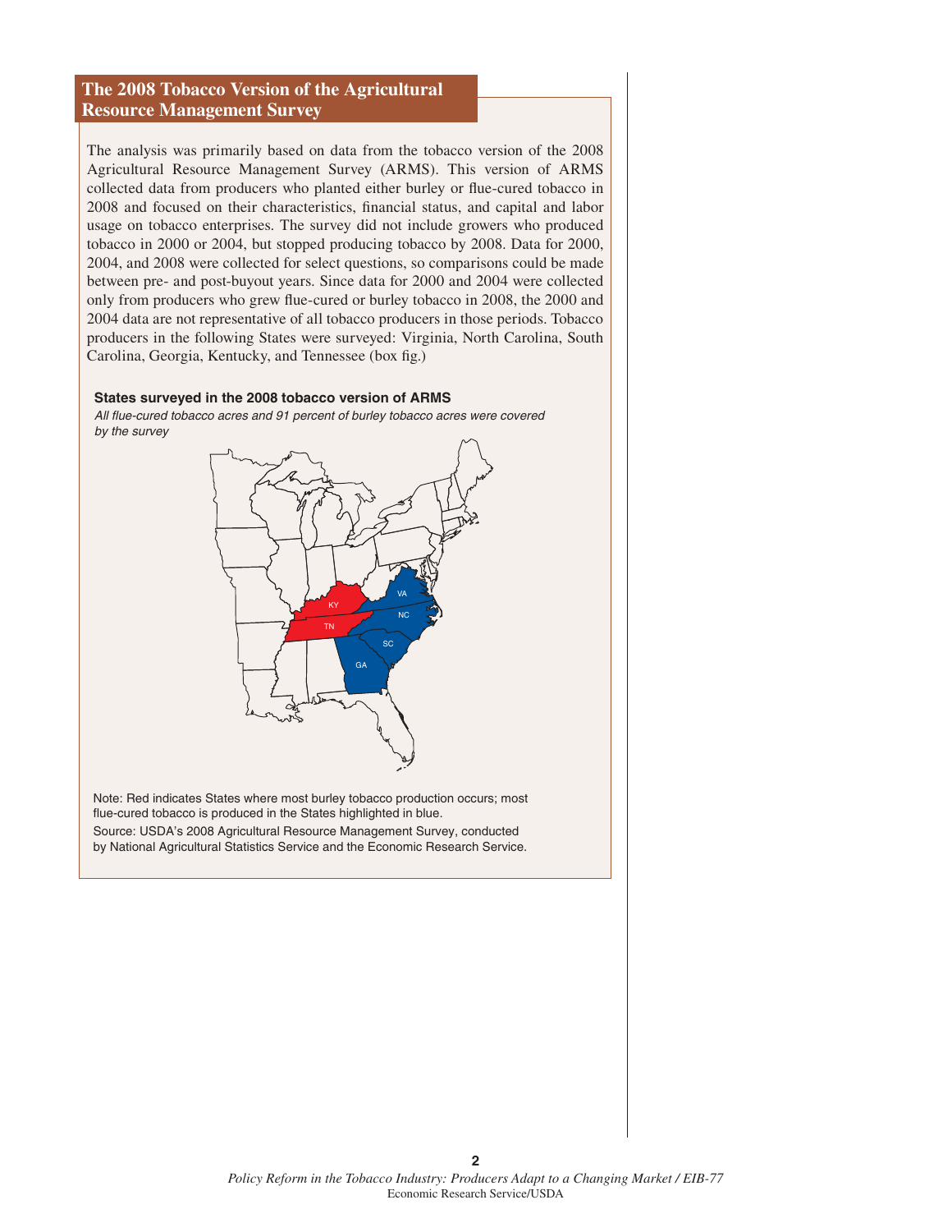## The 2008 Tobacco Version of the Agricultural Resource Management Survey

The analysis was primarily based on data from the tobacco version of the 2008 Agricultural Resource Management Survey (ARMS). This version of ARMS collected data from producers who planted either burley or flue-cured tobacco in 2008 and focused on their characteristics, financial status, and capital and labor usage on tobacco enterprises. The survey did not include growers who produced tobacco in 2000 or 2004, but stopped producing tobacco by 2008. Data for 2000, 2004, and 2008 were collected for select questions, so comparisons could be made between pre- and post-buyout years. Since data for 2000 and 2004 were collected only from producers who grew flue-cured or burley tobacco in 2008, the 2000 and 2004 data are not representative of all tobacco producers in those periods. Tobacco producers in the following States were surveyed: Virginia, North Carolina, South Carolina, Georgia, Kentucky, and Tennessee (box fig.)

**States surveyed in the 2008 tobacco version of ARMS**

*All flue-cured tobacco acres and 91 percent of burley tobacco acres were covered by the survey*

Note: Red indicates States where most burley tobacco production occurs; most flue-cured tobacco is produced in the States highlighted in blue.

Source: USDA's 2008 Agricultural Resource Management Survey, conducted by National Agricultural Statistics Service and the Economic Research Service.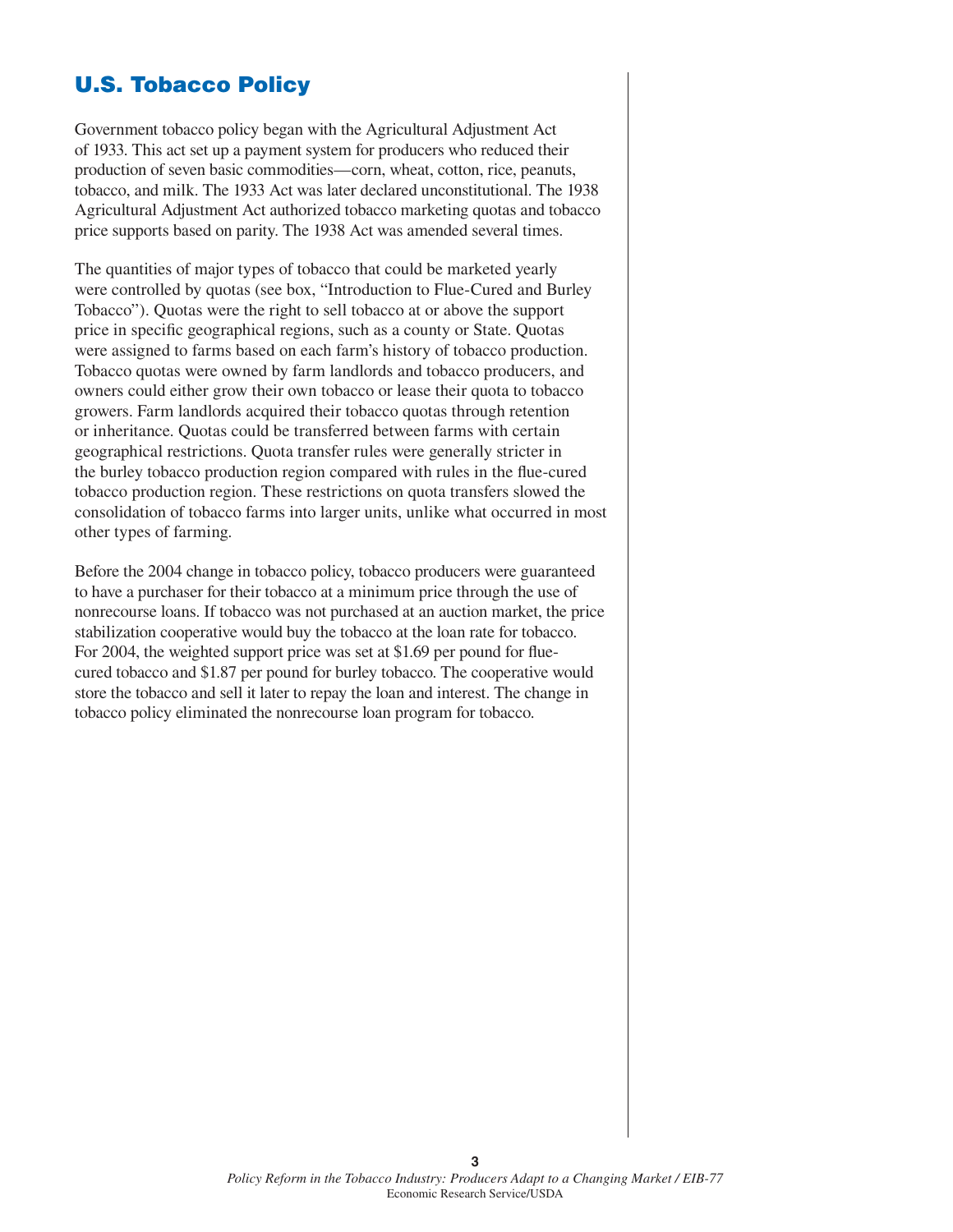## U.S. Tobacco Policy

Government tobacco policy began with the Agricultural Adjustment Act of 1933. This act set up a payment system for producers who reduced their production of seven basic commodities—corn, wheat, cotton, rice, peanuts, tobacco, and milk. The 1933 Act was later declared unconstitutional. The 1938 Agricultural Adjustment Act authorized tobacco marketing quotas and tobacco price supports based on parity. The 1938 Act was amended several times.

The quantities of major types of tobacco that could be marketed yearly were controlled by quotas (see box, "Introduction to Flue-Cured and Burley Tobacco"). Quotas were the right to sell tobacco at or above the support price in specific geographical regions, such as a county or State. Quotas were assigned to farms based on each farm's history of tobacco production. Tobacco quotas were owned by farm landlords and tobacco producers, and owners could either grow their own tobacco or lease their quota to tobacco growers. Farm landlords acquired their tobacco quotas through retention or inheritance. Quotas could be transferred between farms with certain geographical restrictions. Quota transfer rules were generally stricter in the burley tobacco production region compared with rules in the flue-cured tobacco production region. These restrictions on quota transfers slowed the consolidation of tobacco farms into larger units, unlike what occurred in most other types of farming.

Before the 2004 change in tobacco policy, tobacco producers were guaranteed to have a purchaser for their tobacco at a minimum price through the use of nonrecourse loans. If tobacco was not purchased at an auction market, the price stabilization cooperative would buy the tobacco at the loan rate for tobacco. For 2004, the weighted support price was set at $1.69 per pound for flue-cured tobacco and $1.87 per pound for burley tobacco. The cooperative would store the tobacco and sell it later to repay the loan and interest. The change in tobacco policy eliminated the nonrecourse loan program for tobacco.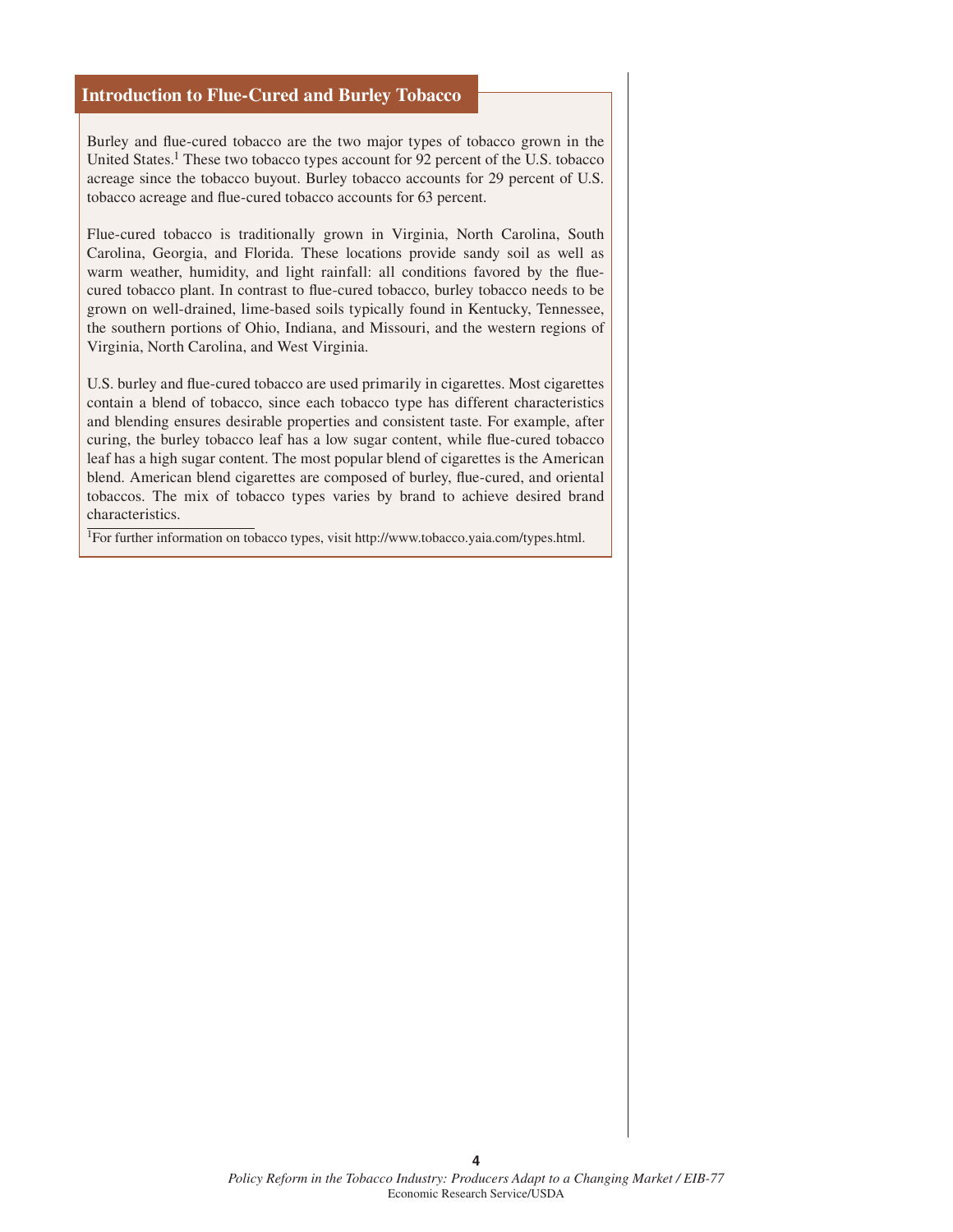## Introduction to Flue-Cured and Burley Tobacco

Burley and flue-cured tobacco are the two major types of tobacco grown in the United States.[1] These two tobacco types account for 92 percent of the U.S. tobacco acreage since the tobacco buyout. Burley tobacco accounts for 29 percent of U.S. tobacco acreage and flue-cured tobacco accounts for 63 percent.

Flue-cured tobacco is traditionally grown in Virginia, North Carolina, South Carolina, Georgia, and Florida. These locations provide sandy soil as well as warm weather, humidity, and light rainfall: all conditions favored by the flue-cured tobacco plant. In contrast to flue-cured tobacco, burley tobacco needs to be grown on well-drained, lime-based soils typically found in Kentucky, Tennessee, the southern portions of Ohio, Indiana, and Missouri, and the western regions of Virginia, North Carolina, and West Virginia.

U.S. burley and flue-cured tobacco are used primarily in cigarettes. Most cigarettes contain a blend of tobacco, since each tobacco type has different characteristics and blending ensures desirable properties and consistent taste. For example, after curing, the burley tobacco leaf has a low sugar content, while flue-cured tobacco leaf has a high sugar content. The most popular blend of cigarettes is the American blend. American blend cigarettes are composed of burley, flue-cured, and oriental tobaccos. The mix of tobacco types varies by brand to achieve desired brand characteristics.

[1]For further information on tobacco types, visit http://www.tobacco.yaia.com/types.html.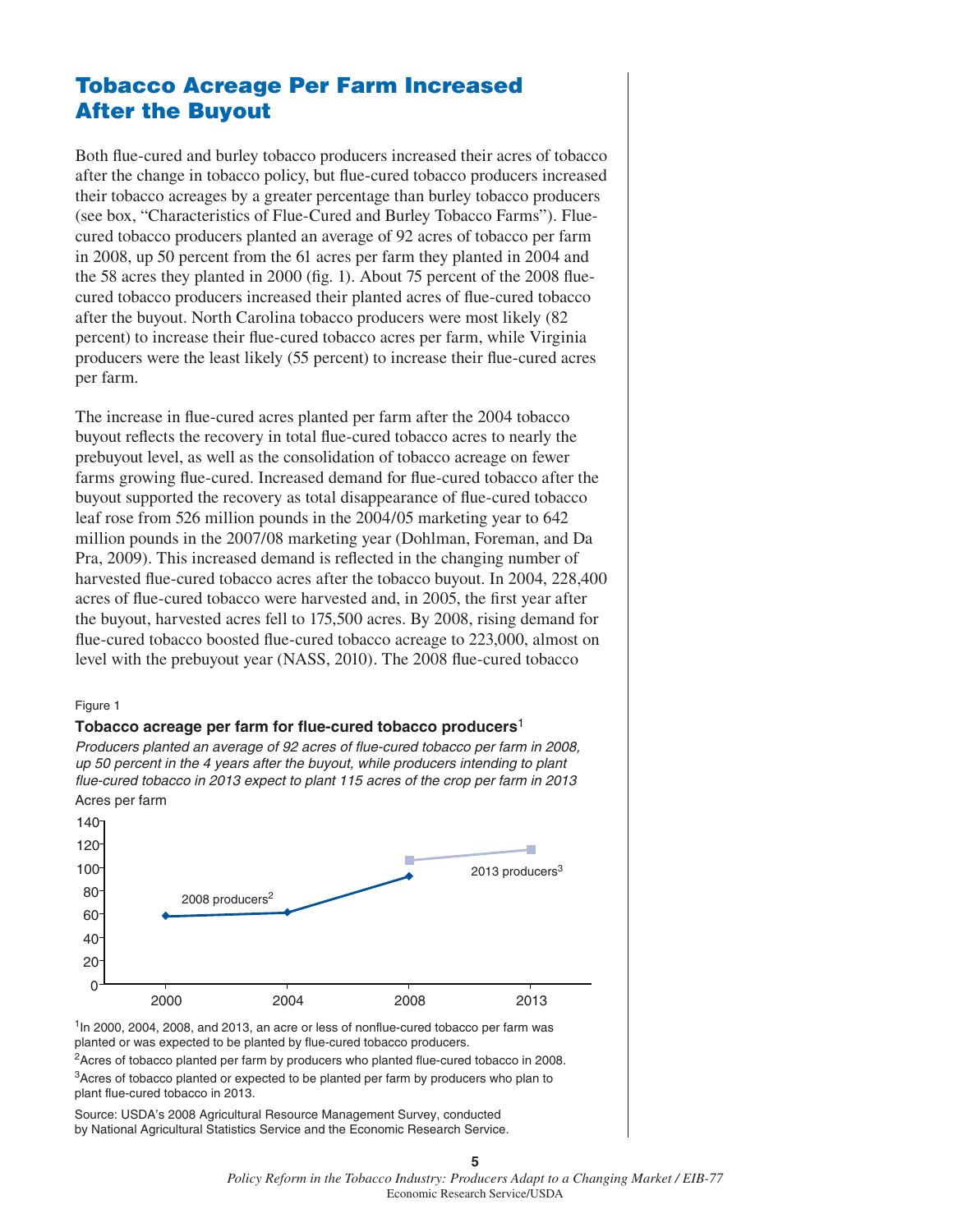## Tobacco Acreage Per Farm Increased After the Buyout

Both flue-cured and burley tobacco producers increased their acres of tobacco after the change in tobacco policy, but flue-cured tobacco producers increased their tobacco acreages by a greater percentage than burley tobacco producers (see box, "Characteristics of Flue-Cured and Burley Tobacco Farms"). Flue-cured tobacco producers planted an average of 92 acres of tobacco per farm in 2008, up 50 percent from the 61 acres per farm they planted in 2004 and the 58 acres they planted in 2000 (fig. 1). About 75 percent of the 2008 flue-cured tobacco producers increased their planted acres of flue-cured tobacco after the buyout. North Carolina tobacco producers were most likely (82 percent) to increase their flue-cured tobacco acres per farm, while Virginia producers were the least likely (55 percent) to increase their flue-cured acres per farm.

The increase in flue-cured acres planted per farm after the 2004 tobacco buyout reflects the recovery in total flue-cured tobacco acres to nearly the prebuyout level, as well as the consolidation of tobacco acreage on fewer farms growing flue-cured. Increased demand for flue-cured tobacco after the buyout supported the recovery as total disappearance of flue-cured tobacco leaf rose from 526 million pounds in the 2004/05 marketing year to 642 million pounds in the 2007/08 marketing year (Dohlman, Foreman, and Da Pra, 2009). This increased demand is reflected in the changing number of harvested flue-cured tobacco acres after the tobacco buyout. In 2004, 228,400 acres of flue-cured tobacco were harvested and, in 2005, the first year after the buyout, harvested acres fell to 175,500 acres. By 2008, rising demand for flue-cured tobacco boosted flue-cured tobacco acreage to 223,000, almost on level with the prebuyout year (NASS, 2010). The 2008 flue-cured tobacco

Figure 1

**Tobacco acreage per farm for flue-cured tobacco producers**[1]

*Producers planted an average of 92 acres of flue-cured tobacco per farm in 2008, up 50 percent in the 4 years after the buyout, while producers intending to plant flue-cured tobacco in 2013 expect to plant 115 acres of the crop per farm in 2013*

Acres per farm

| Year | 2008 producers[2] | 2013 producers[3] |
|---|---|---|
| 2000 | 58 | |
| 2004 | 61 | |
| 2008 | 92 | 106 |
| 2013 | | 115 |

[1]In 2000, 2004, 2008, and 2013, an acre or less of nonflue-cured tobacco per farm was planted or was expected to be planted by flue-cured tobacco producers.

[2]Acres of tobacco planted per farm by producers who planted flue-cured tobacco in 2008.

[3]Acres of tobacco planted or expected to be planted per farm by producers who plan to plant flue-cured tobacco in 2013.

Source: USDA's 2008 Agricultural Resource Management Survey, conducted by National Agricultural Statistics Service and the Economic Research Service.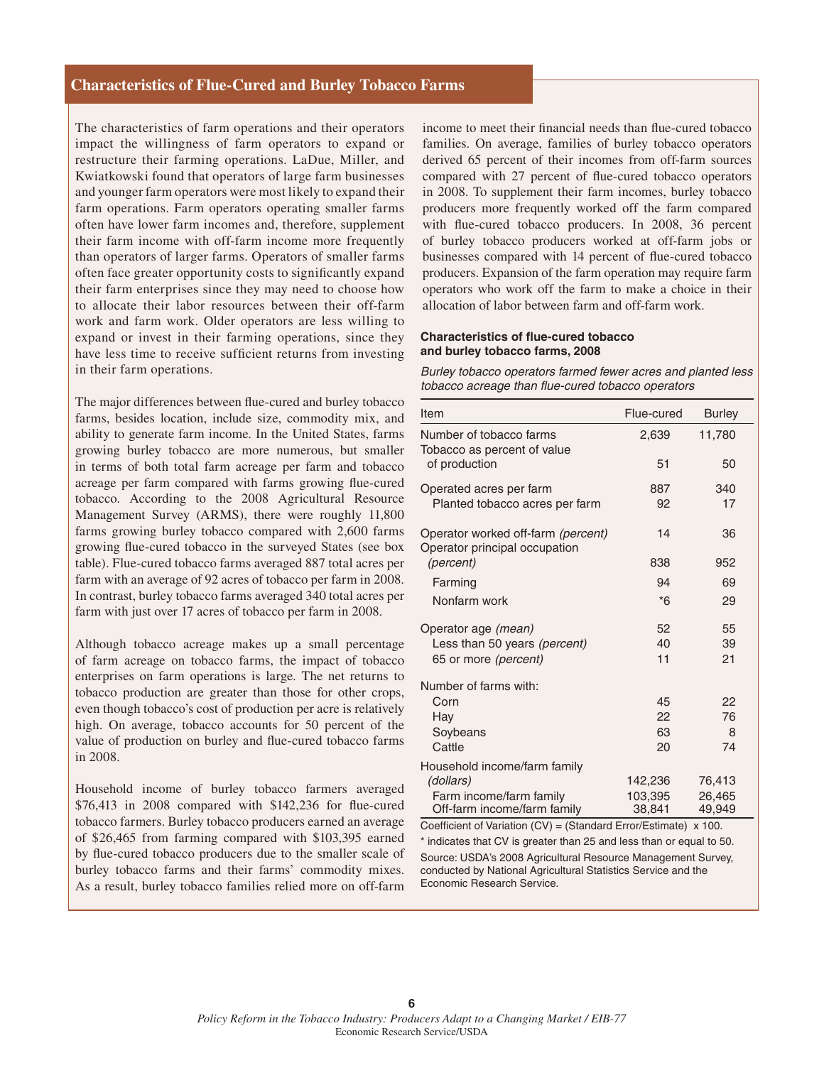## Characteristics of Flue-Cured and Burley Tobacco Farms

The characteristics of farm operations and their operators impact the willingness of farm operators to expand or restructure their farming operations. LaDue, Miller, and Kwiatkowski found that operators of large farm businesses and younger farm operators were most likely to expand their farm operations. Farm operators operating smaller farms often have lower farm incomes and, therefore, supplement their farm income with off-farm income more frequently than operators of larger farms. Operators of smaller farms often face greater opportunity costs to significantly expand their farm enterprises since they may need to choose how to allocate their labor resources between their off-farm work and farm work. Older operators are less willing to expand or invest in their farming operations, since they have less time to receive sufficient returns from investing in their farm operations.

The major differences between flue-cured and burley tobacco farms, besides location, include size, commodity mix, and ability to generate farm income. In the United States, farms growing burley tobacco are more numerous, but smaller in terms of both total farm acreage per farm and tobacco acreage per farm compared with farms growing flue-cured tobacco. According to the 2008 Agricultural Resource Management Survey (ARMS), there were roughly 11,800 farms growing burley tobacco compared with 2,600 farms growing flue-cured tobacco in the surveyed States (see box table). Flue-cured tobacco farms averaged 887 total acres per farm with an average of 92 acres of tobacco per farm in 2008. In contrast, burley tobacco farms averaged 340 total acres per farm with just over 17 acres of tobacco per farm in 2008.

Although tobacco acreage makes up a small percentage of farm acreage on tobacco farms, the impact of tobacco enterprises on farm operations is large. The net returns to tobacco production are greater than those for other crops, even though tobacco's cost of production per acre is relatively high. On average, tobacco accounts for 50 percent of the value of production on burley and flue-cured tobacco farms in 2008.

Household income of burley tobacco farmers averaged $76,413 in 2008 compared with $142,236 for flue-cured tobacco farmers. Burley tobacco producers earned an average of $26,465 from farming compared with $103,395 earned by flue-cured tobacco producers due to the smaller scale of burley tobacco farms and their farms' commodity mixes. As a result, burley tobacco families relied more on off-farm income to meet their financial needs than flue-cured tobacco families. On average, families of burley tobacco operators derived 65 percent of their incomes from off-farm sources compared with 27 percent of flue-cured tobacco operators in 2008. To supplement their farm incomes, burley tobacco producers more frequently worked off the farm compared with flue-cured tobacco producers. In 2008, 36 percent of burley tobacco producers worked at off-farm jobs or businesses compared with 14 percent of flue-cured tobacco producers. Expansion of the farm operation may require farm operators who work off the farm to make a choice in their allocation of labor between farm and off-farm work.

**Characteristics of flue-cured tobacco and burley tobacco farms, 2008**

*Burley tobacco operators farmed fewer acres and planted less tobacco acreage than flue-cured tobacco operators*

| Item | Flue-cured | Burley |
|---|---|---|
| Number of tobacco farms | 2,639 | 11,780 |
| Tobacco as percent of value of production | 51 | 50 |
| Operated acres per farm | 887 | 340 |
| Planted tobacco acres per farm | 92 | 17 |
| Operator worked off-farm *(percent)* | 14 | 36 |
| Operator principal occupation *(percent)* | 838 | 952 |
| Farming | 94 | 69 |
| Nonfarm work | *6 | 29 |
| Operator age *(mean)* | 52 | 55 |
| Less than 50 years *(percent)* | 40 | 39 |
| 65 or more *(percent)* | 11 | 21 |
| Number of farms with: | | |
| Corn | 45 | 22 |
| Hay | 22 | 76 |
| Soybeans | 63 | 8 |
| Cattle | 20 | 74 |
| Household income/farm family *(dollars)* | 142,236 | 76,413 |
| Farm income/farm family | 103,395 | 26,465 |
| Off-farm income/farm family | 38,841 | 49,949 |

Coefficient of Variation (CV) = (Standard Error/Estimate) x 100.

* indicates that CV is greater than 25 and less than or equal to 50.

Source: USDA's 2008 Agricultural Resource Management Survey, conducted by National Agricultural Statistics Service and the Economic Research Service.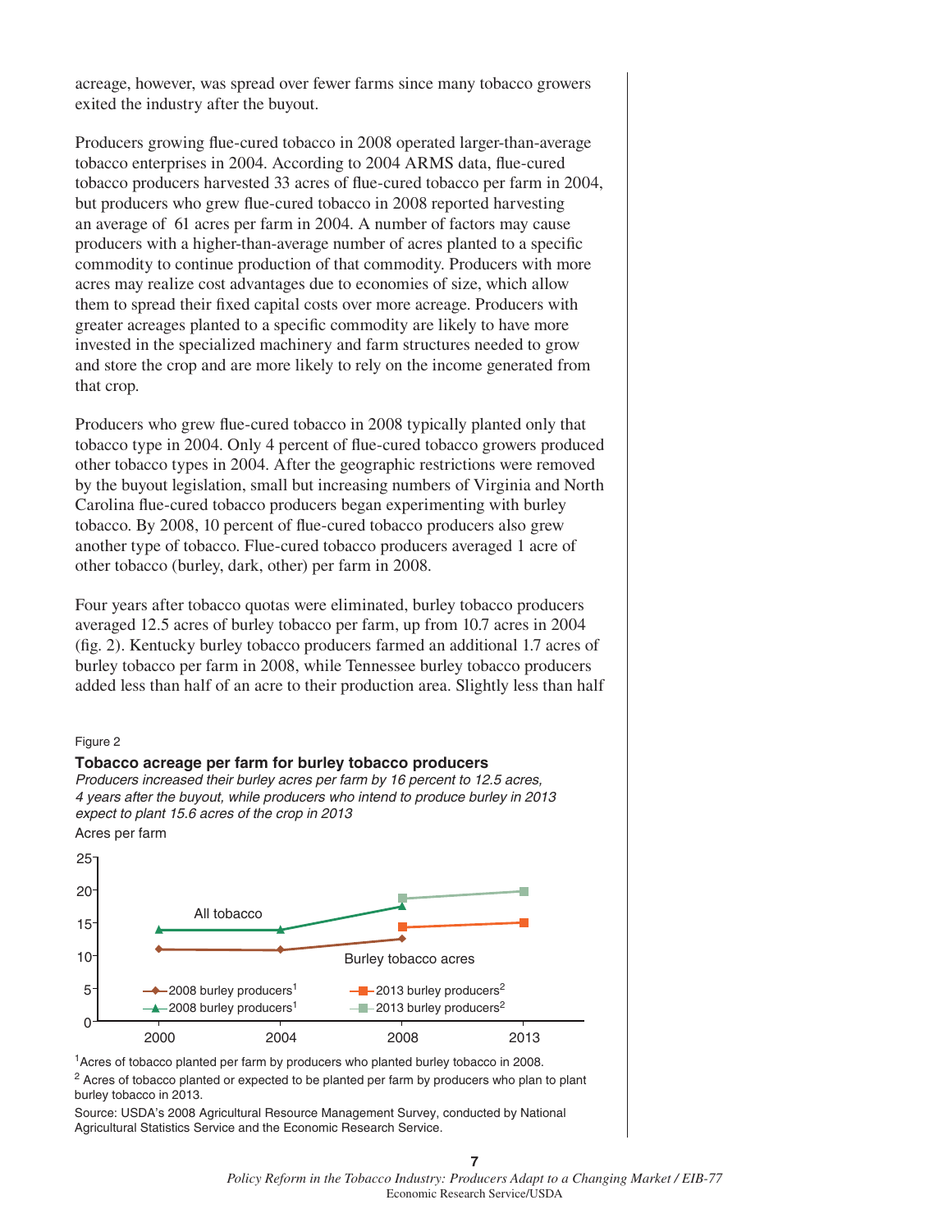acreage, however, was spread over fewer farms since many tobacco growers exited the industry after the buyout.

Producers growing flue-cured tobacco in 2008 operated larger-than-average tobacco enterprises in 2004. According to 2004 ARMS data, flue-cured tobacco producers harvested 33 acres of flue-cured tobacco per farm in 2004, but producers who grew flue-cured tobacco in 2008 reported harvesting an average of 61 acres per farm in 2004. A number of factors may cause producers with a higher-than-average number of acres planted to a specific commodity to continue production of that commodity. Producers with more acres may realize cost advantages due to economies of size, which allow them to spread their fixed capital costs over more acreage. Producers with greater acreages planted to a specific commodity are likely to have more invested in the specialized machinery and farm structures needed to grow and store the crop and are more likely to rely on the income generated from that crop.

Producers who grew flue-cured tobacco in 2008 typically planted only that tobacco type in 2004. Only 4 percent of flue-cured tobacco growers produced other tobacco types in 2004. After the geographic restrictions were removed by the buyout legislation, small but increasing numbers of Virginia and North Carolina flue-cured tobacco producers began experimenting with burley tobacco. By 2008, 10 percent of flue-cured tobacco producers also grew another type of tobacco. Flue-cured tobacco producers averaged 1 acre of other tobacco (burley, dark, other) per farm in 2008.

Four years after tobacco quotas were eliminated, burley tobacco producers averaged 12.5 acres of burley tobacco per farm, up from 10.7 acres in 2004 (fig. 2). Kentucky burley tobacco producers farmed an additional 1.7 acres of burley tobacco per farm in 2008, while Tennessee burley tobacco producers added less than half of an acre to their production area. Slightly less than half

Figure 2

**Tobacco acreage per farm for burley tobacco producers**

*Producers increased their burley acres per farm by 16 percent to 12.5 acres, 4 years after the buyout, while producers who intend to produce burley in 2013 expect to plant 15.6 acres of the crop in 2013*

Acres per farm

[1]Acres of tobacco planted per farm by producers who planted burley tobacco in 2008.

[2] Acres of tobacco planted or expected to be planted per farm by producers who plan to plant burley tobacco in 2013.

Source: USDA's 2008 Agricultural Resource Management Survey, conducted by National Agricultural Statistics Service and the Economic Research Service.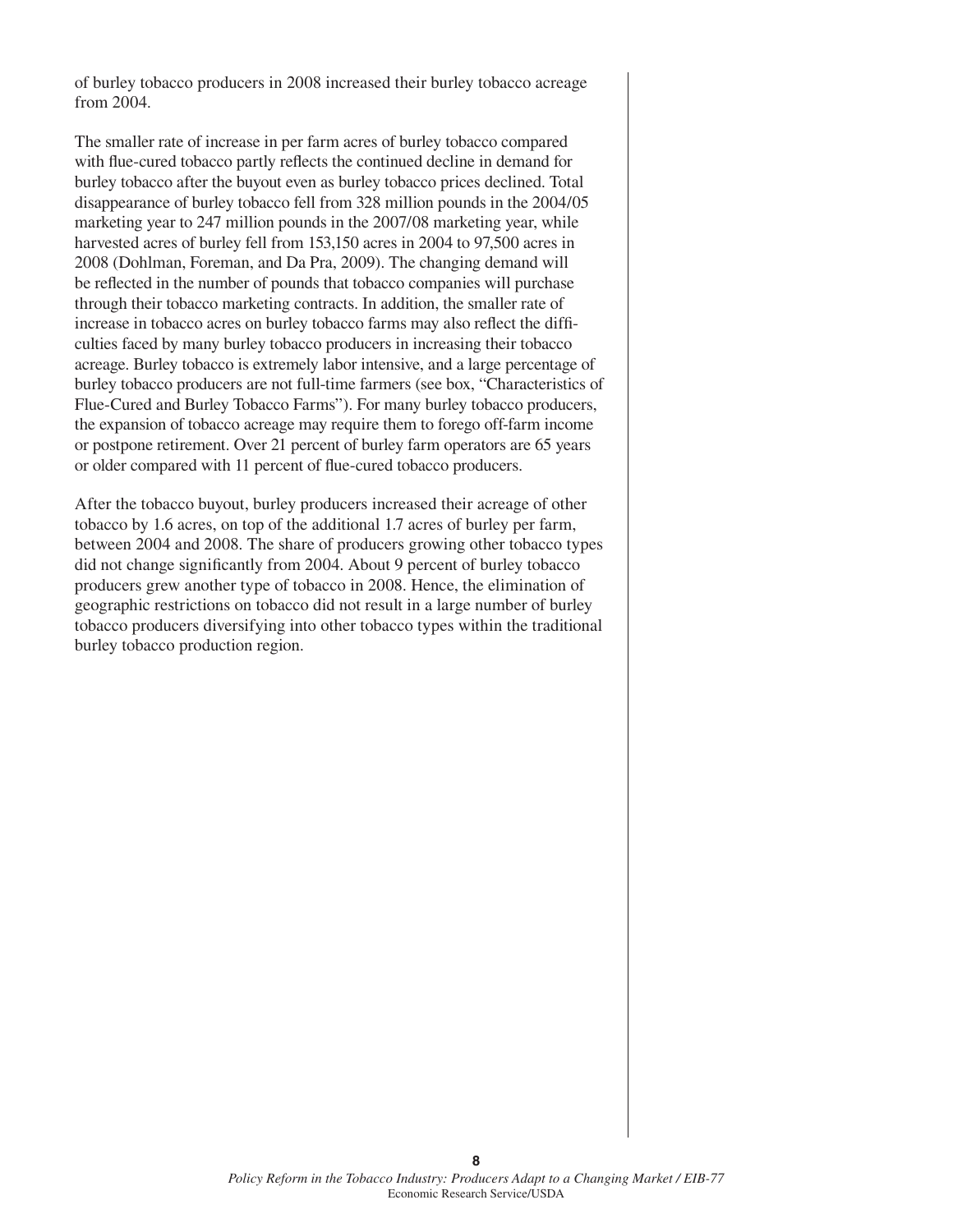of burley tobacco producers in 2008 increased their burley tobacco acreage from 2004.

The smaller rate of increase in per farm acres of burley tobacco compared with flue-cured tobacco partly reflects the continued decline in demand for burley tobacco after the buyout even as burley tobacco prices declined. Total disappearance of burley tobacco fell from 328 million pounds in the 2004/05 marketing year to 247 million pounds in the 2007/08 marketing year, while harvested acres of burley fell from 153,150 acres in 2004 to 97,500 acres in 2008 (Dohlman, Foreman, and Da Pra, 2009). The changing demand will be reflected in the number of pounds that tobacco companies will purchase through their tobacco marketing contracts. In addition, the smaller rate of increase in tobacco acres on burley tobacco farms may also reflect the difficulties faced by many burley tobacco producers in increasing their tobacco acreage. Burley tobacco is extremely labor intensive, and a large percentage of burley tobacco producers are not full-time farmers (see box, "Characteristics of Flue-Cured and Burley Tobacco Farms"). For many burley tobacco producers, the expansion of tobacco acreage may require them to forego off-farm income or postpone retirement. Over 21 percent of burley farm operators are 65 years or older compared with 11 percent of flue-cured tobacco producers.

After the tobacco buyout, burley producers increased their acreage of other tobacco by 1.6 acres, on top of the additional 1.7 acres of burley per farm, between 2004 and 2008. The share of producers growing other tobacco types did not change significantly from 2004. About 9 percent of burley tobacco producers grew another type of tobacco in 2008. Hence, the elimination of geographic restrictions on tobacco did not result in a large number of burley tobacco producers diversifying into other tobacco types within the traditional burley tobacco production region.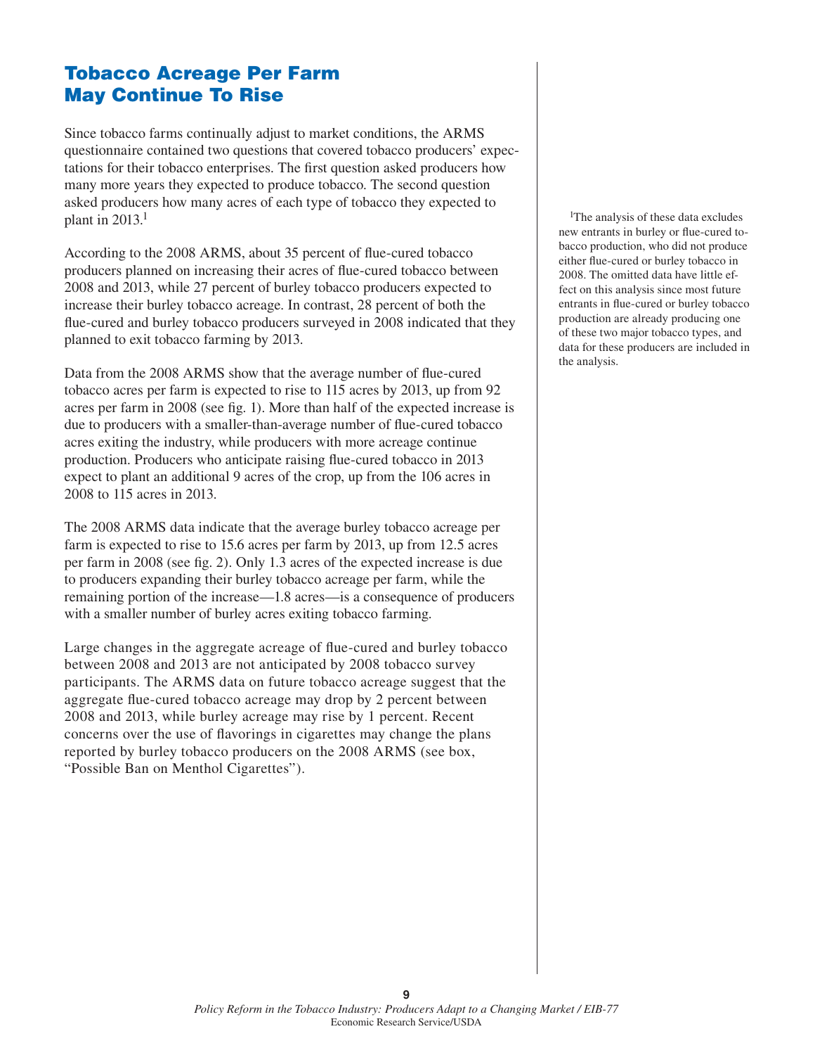## Tobacco Acreage Per Farm May Continue To Rise

Since tobacco farms continually adjust to market conditions, the ARMS questionnaire contained two questions that covered tobacco producers' expectations for their tobacco enterprises. The first question asked producers how many more years they expected to produce tobacco. The second question asked producers how many acres of each type of tobacco they expected to plant in 2013.[1]

According to the 2008 ARMS, about 35 percent of flue-cured tobacco producers planned on increasing their acres of flue-cured tobacco between 2008 and 2013, while 27 percent of burley tobacco producers expected to increase their burley tobacco acreage. In contrast, 28 percent of both the flue-cured and burley tobacco producers surveyed in 2008 indicated that they planned to exit tobacco farming by 2013.

Data from the 2008 ARMS show that the average number of flue-cured tobacco acres per farm is expected to rise to 115 acres by 2013, up from 92 acres per farm in 2008 (see fig. 1). More than half of the expected increase is due to producers with a smaller-than-average number of flue-cured tobacco acres exiting the industry, while producers with more acreage continue production. Producers who anticipate raising flue-cured tobacco in 2013 expect to plant an additional 9 acres of the crop, up from the 106 acres in 2008 to 115 acres in 2013.

The 2008 ARMS data indicate that the average burley tobacco acreage per farm is expected to rise to 15.6 acres per farm by 2013, up from 12.5 acres per farm in 2008 (see fig. 2). Only 1.3 acres of the expected increase is due to producers expanding their burley tobacco acreage per farm, while the remaining portion of the increase—1.8 acres—is a consequence of producers with a smaller number of burley acres exiting tobacco farming.

Large changes in the aggregate acreage of flue-cured and burley tobacco between 2008 and 2013 are not anticipated by 2008 tobacco survey participants. The ARMS data on future tobacco acreage suggest that the aggregate flue-cured tobacco acreage may drop by 2 percent between 2008 and 2013, while burley acreage may rise by 1 percent. Recent concerns over the use of flavorings in cigarettes may change the plans reported by burley tobacco producers on the 2008 ARMS (see box, "Possible Ban on Menthol Cigarettes").

[1]The analysis of these data excludes new entrants in burley or flue-cured tobacco production, who did not produce either flue-cured or burley tobacco in 2008. The omitted data have little effect on this analysis since most future entrants in flue-cured or burley tobacco production are already producing one of these two major tobacco types, and data for these producers are included in the analysis.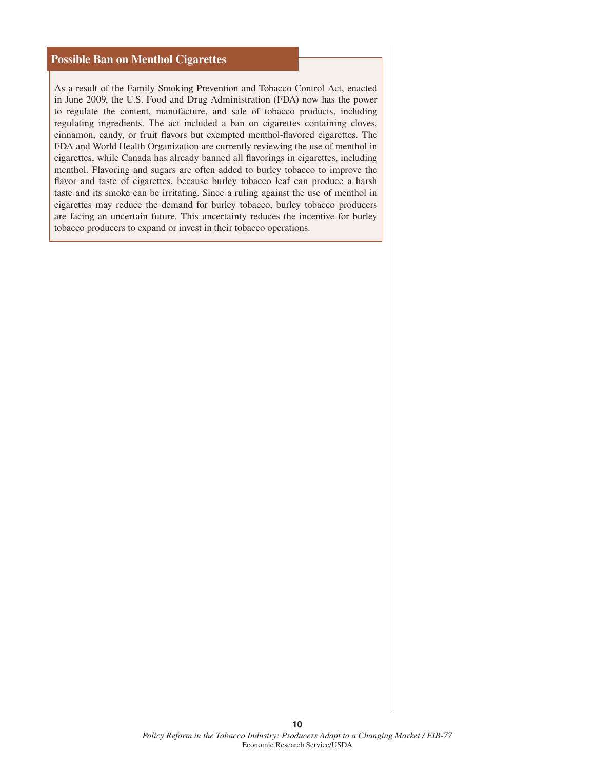## Possible Ban on Menthol Cigarettes

As a result of the Family Smoking Prevention and Tobacco Control Act, enacted in June 2009, the U.S. Food and Drug Administration (FDA) now has the power to regulate the content, manufacture, and sale of tobacco products, including regulating ingredients. The act included a ban on cigarettes containing cloves, cinnamon, candy, or fruit flavors but exempted menthol-flavored cigarettes. The FDA and World Health Organization are currently reviewing the use of menthol in cigarettes, while Canada has already banned all flavorings in cigarettes, including menthol. Flavoring and sugars are often added to burley tobacco to improve the flavor and taste of cigarettes, because burley tobacco leaf can produce a harsh taste and its smoke can be irritating. Since a ruling against the use of menthol in cigarettes may reduce the demand for burley tobacco, burley tobacco producers are facing an uncertain future. This uncertainty reduces the incentive for burley tobacco producers to expand or invest in their tobacco operations.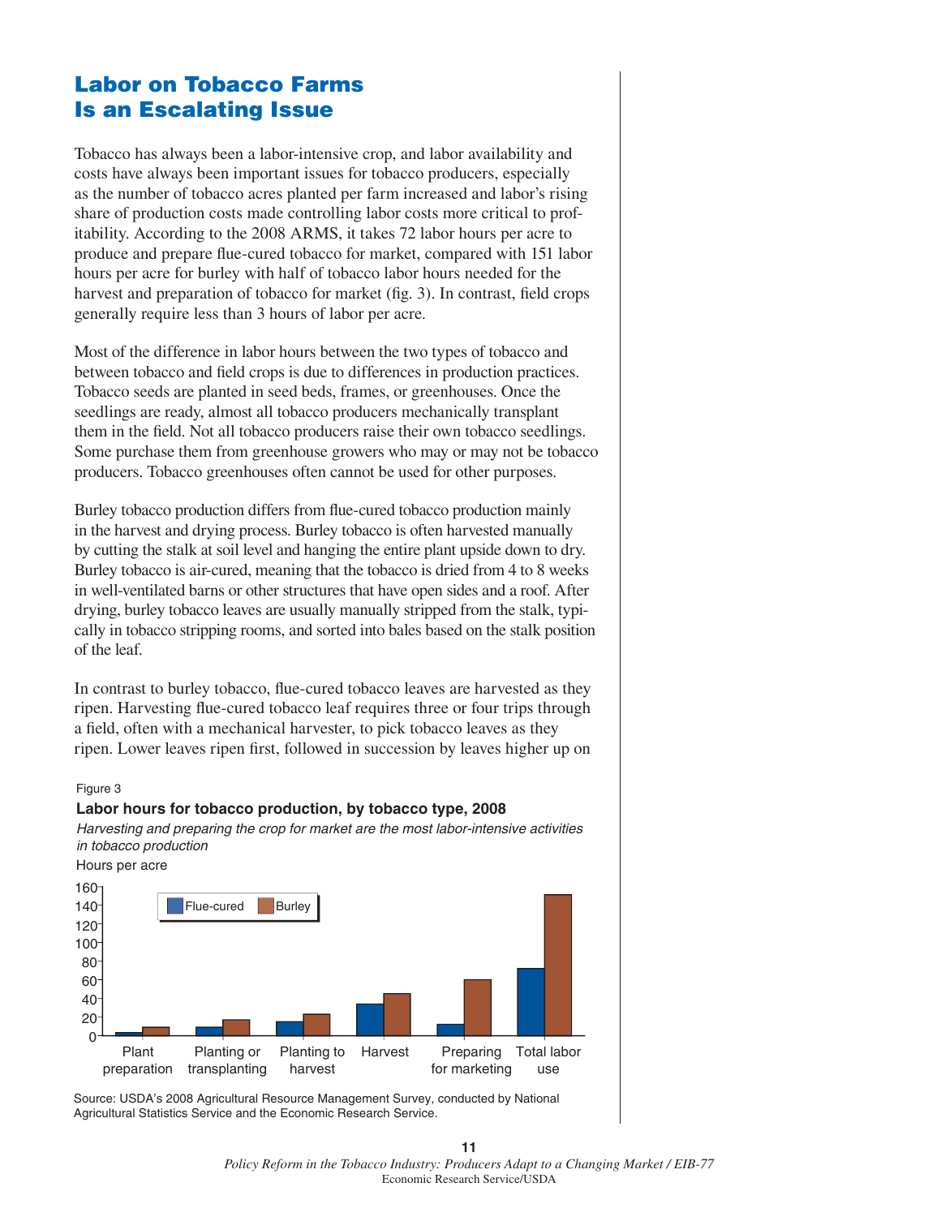## Labor on Tobacco Farms Is an Escalating Issue

Tobacco has always been a labor-intensive crop, and labor availability and costs have always been important issues for tobacco producers, especially as the number of tobacco acres planted per farm increased and labor's rising share of production costs made controlling labor costs more critical to profitability. According to the 2008 ARMS, it takes 72 labor hours per acre to produce and prepare flue-cured tobacco for market, compared with 151 labor hours per acre for burley with half of tobacco labor hours needed for the harvest and preparation of tobacco for market (fig. 3). In contrast, field crops generally require less than 3 hours of labor per acre.

Most of the difference in labor hours between the two types of tobacco and between tobacco and field crops is due to differences in production practices. Tobacco seeds are planted in seed beds, frames, or greenhouses. Once the seedlings are ready, almost all tobacco producers mechanically transplant them in the field. Not all tobacco producers raise their own tobacco seedlings. Some purchase them from greenhouse growers who may or may not be tobacco producers. Tobacco greenhouses often cannot be used for other purposes.

Burley tobacco production differs from flue-cured tobacco production mainly in the harvest and drying process. Burley tobacco is often harvested manually by cutting the stalk at soil level and hanging the entire plant upside down to dry. Burley tobacco is air-cured, meaning that the tobacco is dried from 4 to 8 weeks in well-ventilated barns or other structures that have open sides and a roof. After drying, burley tobacco leaves are usually manually stripped from the stalk, typically in tobacco stripping rooms, and sorted into bales based on the stalk position of the leaf.

In contrast to burley tobacco, flue-cured tobacco leaves are harvested as they ripen. Harvesting flue-cured tobacco leaf requires three or four trips through a field, often with a mechanical harvester, to pick tobacco leaves as they ripen. Lower leaves ripen first, followed in succession by leaves higher up on

Figure 3

**Labor hours for tobacco production, by tobacco type, 2008**

*Harvesting and preparing the crop for market are the most labor-intensive activities in tobacco production*

Source: USDA's 2008 Agricultural Resource Management Survey, conducted by National Agricultural Statistics Service and the Economic Research Service.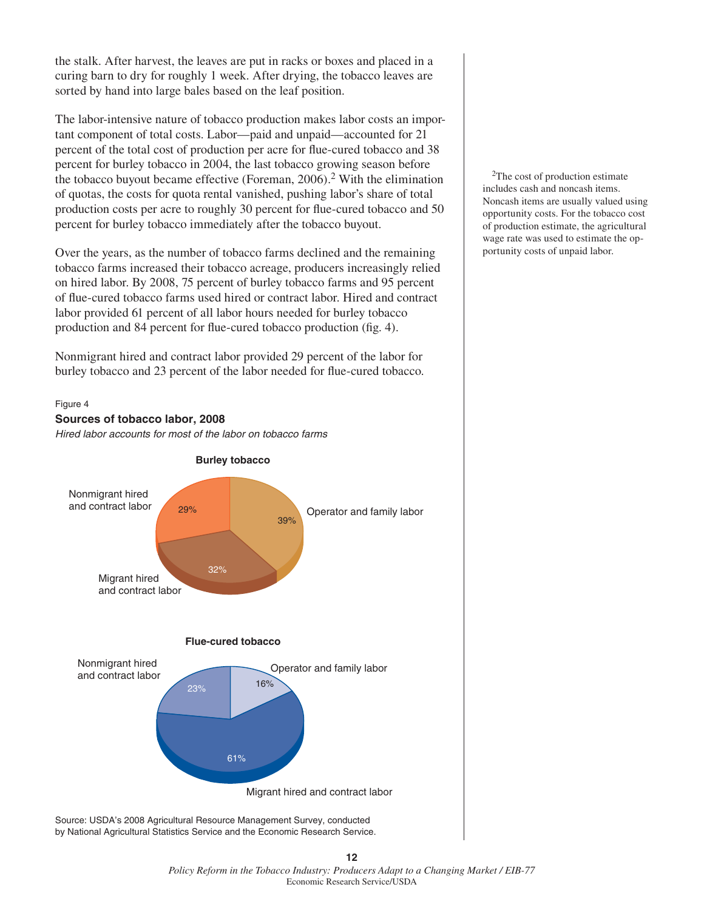the stalk. After harvest, the leaves are put in racks or boxes and placed in a curing barn to dry for roughly 1 week. After drying, the tobacco leaves are sorted by hand into large bales based on the leaf position.

The labor-intensive nature of tobacco production makes labor costs an important component of total costs. Labor—paid and unpaid—accounted for 21 percent of the total cost of production per acre for flue-cured tobacco and 38 percent for burley tobacco in 2004, the last tobacco growing season before the tobacco buyout became effective (Foreman, 2006).[2] With the elimination of quotas, the costs for quota rental vanished, pushing labor's share of total production costs per acre to roughly 30 percent for flue-cured tobacco and 50 percent for burley tobacco immediately after the tobacco buyout.

Over the years, as the number of tobacco farms declined and the remaining tobacco farms increased their tobacco acreage, producers increasingly relied on hired labor. By 2008, 75 percent of burley tobacco farms and 95 percent of flue-cured tobacco farms used hired or contract labor. Hired and contract labor provided 61 percent of all labor hours needed for burley tobacco production and 84 percent for flue-cured tobacco production (fig. 4).

Nonmigrant hired and contract labor provided 29 percent of the labor for burley tobacco and 23 percent of the labor needed for flue-cured tobacco.

[2]The cost of production estimate includes cash and noncash items. Noncash items are usually valued using opportunity costs. For the tobacco cost of production estimate, the agricultural wage rate was used to estimate the opportunity costs of unpaid labor.

Figure 4

**Sources of tobacco labor, 2008**

*Hired labor accounts for most of the labor on tobacco farms*

**Burley tobacco**

| Source | Share |
|---|---|
| Operator and family labor | 39% |
| Migrant hired and contract labor | 32% |
| Nonmigrant hired and contract labor | 29% |

**Flue-cured tobacco**

| Source | Share |
|---|---|
| Operator and family labor | 16% |
| Migrant hired and contract labor | 61% |
| Nonmigrant hired and contract labor | 23% |

Source: USDA's 2008 Agricultural Resource Management Survey, conducted by National Agricultural Statistics Service and the Economic Research Service.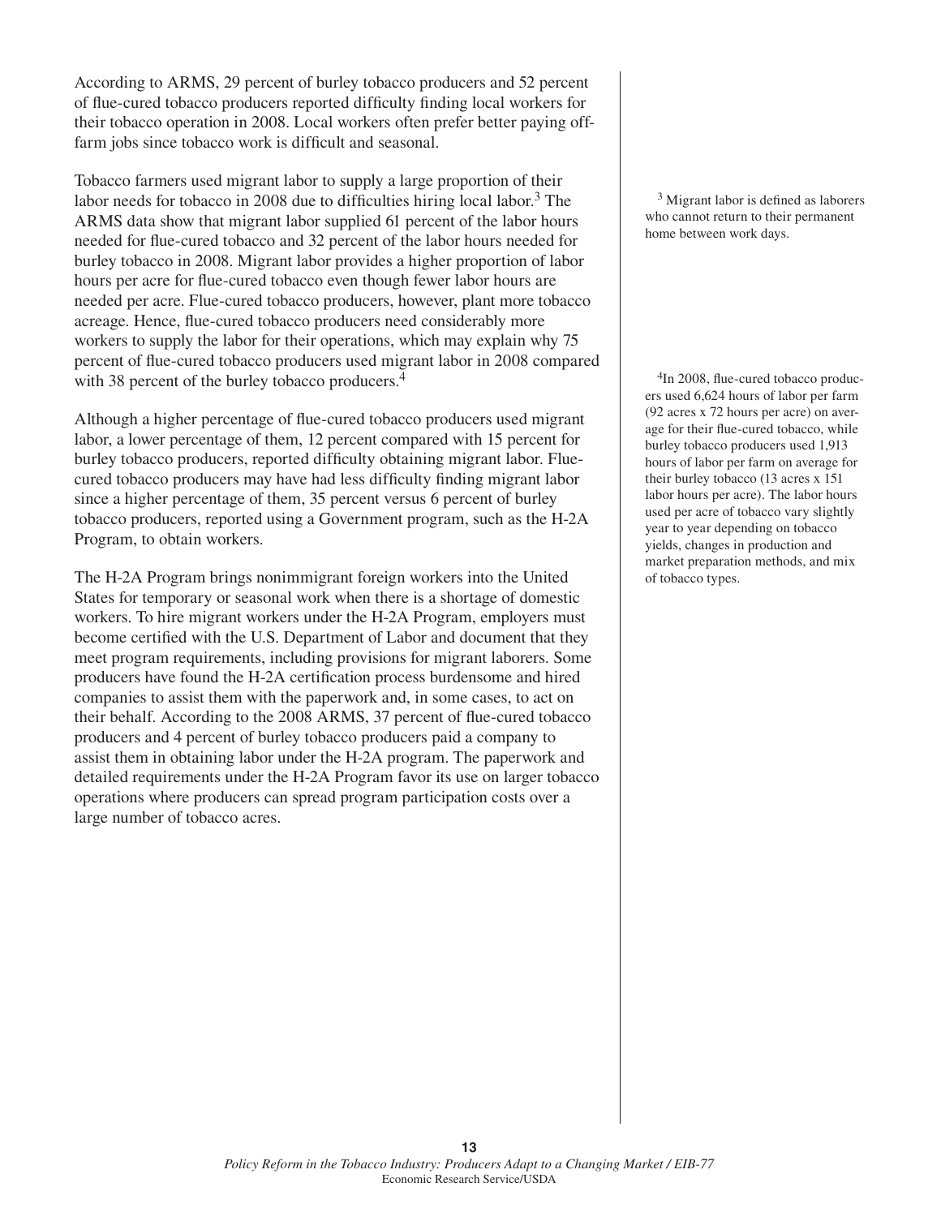According to ARMS, 29 percent of burley tobacco producers and 52 percent of flue-cured tobacco producers reported difficulty finding local workers for their tobacco operation in 2008. Local workers often prefer better paying off-farm jobs since tobacco work is difficult and seasonal.

Tobacco farmers used migrant labor to supply a large proportion of their labor needs for tobacco in 2008 due to difficulties hiring local labor.[3] The ARMS data show that migrant labor supplied 61 percent of the labor hours needed for flue-cured tobacco and 32 percent of the labor hours needed for burley tobacco in 2008. Migrant labor provides a higher proportion of labor hours per acre for flue-cured tobacco even though fewer labor hours are needed per acre. Flue-cured tobacco producers, however, plant more tobacco acreage. Hence, flue-cured tobacco producers need considerably more workers to supply the labor for their operations, which may explain why 75 percent of flue-cured tobacco producers used migrant labor in 2008 compared with 38 percent of the burley tobacco producers.[4]

Although a higher percentage of flue-cured tobacco producers used migrant labor, a lower percentage of them, 12 percent compared with 15 percent for burley tobacco producers, reported difficulty obtaining migrant labor. Flue-cured tobacco producers may have had less difficulty finding migrant labor since a higher percentage of them, 35 percent versus 6 percent of burley tobacco producers, reported using a Government program, such as the H-2A Program, to obtain workers.

The H-2A Program brings nonimmigrant foreign workers into the United States for temporary or seasonal work when there is a shortage of domestic workers. To hire migrant workers under the H-2A Program, employers must become certified with the U.S. Department of Labor and document that they meet program requirements, including provisions for migrant laborers. Some producers have found the H-2A certification process burdensome and hired companies to assist them with the paperwork and, in some cases, to act on their behalf. According to the 2008 ARMS, 37 percent of flue-cured tobacco producers and 4 percent of burley tobacco producers paid a company to assist them in obtaining labor under the H-2A program. The paperwork and detailed requirements under the H-2A Program favor its use on larger tobacco operations where producers can spread program participation costs over a large number of tobacco acres.

[3] Migrant labor is defined as laborers who cannot return to their permanent home between work days.

[4] In 2008, flue-cured tobacco producers used 6,624 hours of labor per farm (92 acres x 72 hours per acre) on average for their flue-cured tobacco, while burley tobacco producers used 1,913 hours of labor per farm on average for their burley tobacco (13 acres x 151 labor hours per acre). The labor hours used per acre of tobacco vary slightly year to year depending on tobacco yields, changes in production and market preparation methods, and mix of tobacco types.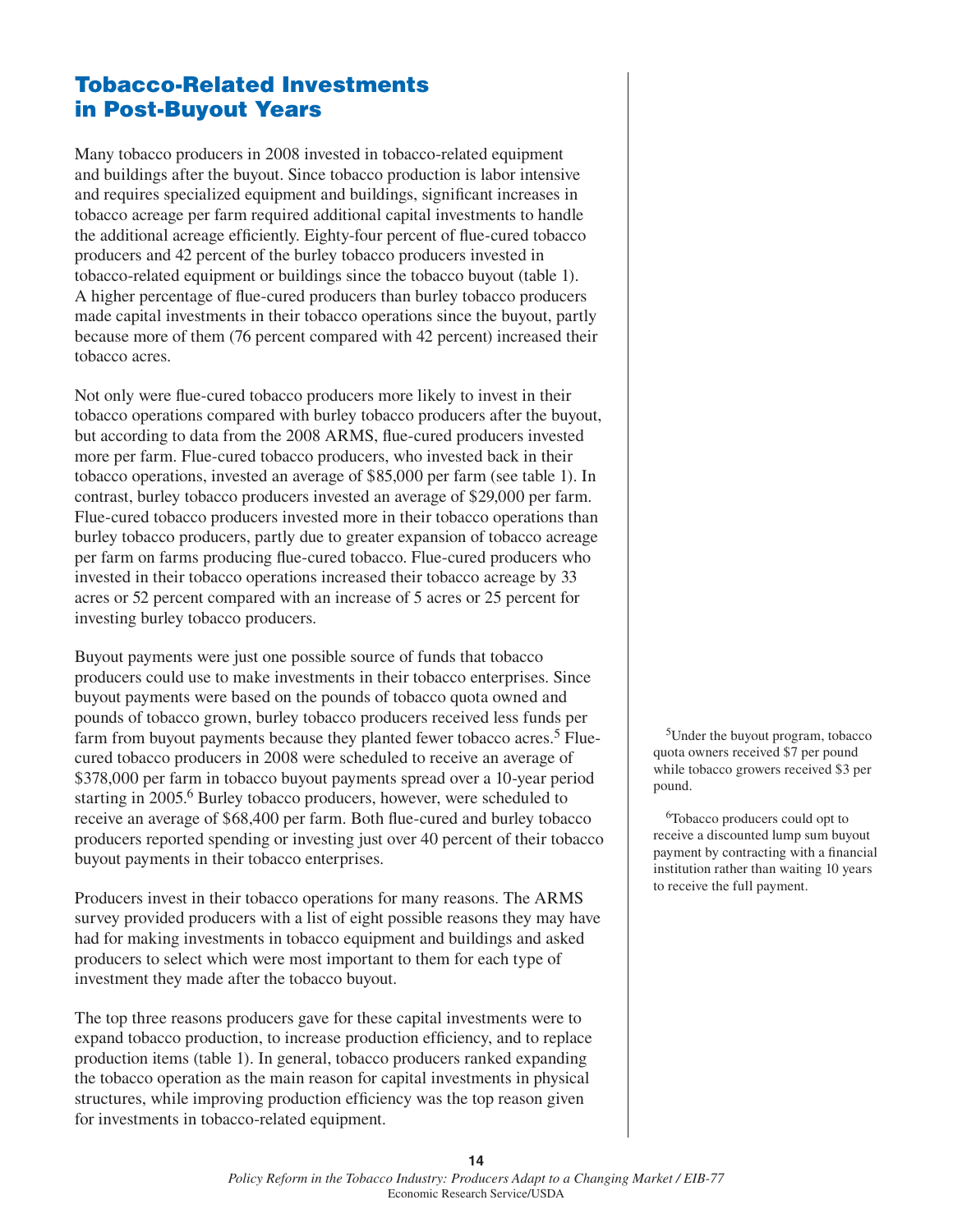## Tobacco-Related Investments in Post-Buyout Years

Many tobacco producers in 2008 invested in tobacco-related equipment and buildings after the buyout. Since tobacco production is labor intensive and requires specialized equipment and buildings, significant increases in tobacco acreage per farm required additional capital investments to handle the additional acreage efficiently. Eighty-four percent of flue-cured tobacco producers and 42 percent of the burley tobacco producers invested in tobacco-related equipment or buildings since the tobacco buyout (table 1). A higher percentage of flue-cured producers than burley tobacco producers made capital investments in their tobacco operations since the buyout, partly because more of them (76 percent compared with 42 percent) increased their tobacco acres.

Not only were flue-cured tobacco producers more likely to invest in their tobacco operations compared with burley tobacco producers after the buyout, but according to data from the 2008 ARMS, flue-cured producers invested more per farm. Flue-cured tobacco producers, who invested back in their tobacco operations, invested an average of $85,000 per farm (see table 1). In contrast, burley tobacco producers invested an average of $29,000 per farm. Flue-cured tobacco producers invested more in their tobacco operations than burley tobacco producers, partly due to greater expansion of tobacco acreage per farm on farms producing flue-cured tobacco. Flue-cured producers who invested in their tobacco operations increased their tobacco acreage by 33 acres or 52 percent compared with an increase of 5 acres or 25 percent for investing burley tobacco producers.

Buyout payments were just one possible source of funds that tobacco producers could use to make investments in their tobacco enterprises. Since buyout payments were based on the pounds of tobacco quota owned and pounds of tobacco grown, burley tobacco producers received less funds per farm from buyout payments because they planted fewer tobacco acres.[5] Flue-cured tobacco producers in 2008 were scheduled to receive an average of $378,000 per farm in tobacco buyout payments spread over a 10-year period starting in 2005.[6] Burley tobacco producers, however, were scheduled to receive an average of $68,400 per farm. Both flue-cured and burley tobacco producers reported spending or investing just over 40 percent of their tobacco buyout payments in their tobacco enterprises.

Producers invest in their tobacco operations for many reasons. The ARMS survey provided producers with a list of eight possible reasons they may have had for making investments in tobacco equipment and buildings and asked producers to select which were most important to them for each type of investment they made after the tobacco buyout.

The top three reasons producers gave for these capital investments were to expand tobacco production, to increase production efficiency, and to replace production items (table 1). In general, tobacco producers ranked expanding the tobacco operation as the main reason for capital investments in physical structures, while improving production efficiency was the top reason given for investments in tobacco-related equipment.

[5]Under the buyout program, tobacco quota owners received $7 per pound while tobacco growers received $3 per pound.

[6]Tobacco producers could opt to receive a discounted lump sum buyout payment by contracting with a financial institution rather than waiting 10 years to receive the full payment.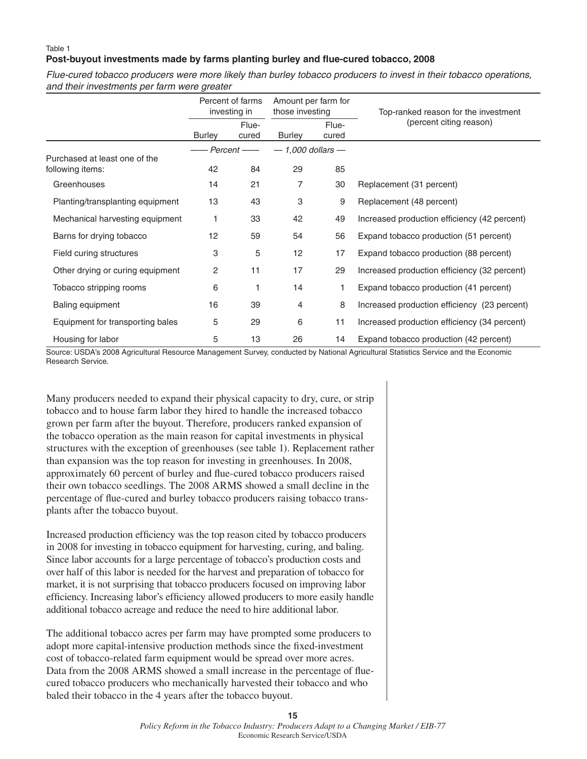Table 1

**Post-buyout investments made by farms planting burley and flue-cured tobacco, 2008**

*Flue-cured tobacco producers were more likely than burley tobacco producers to invest in their tobacco operations, and their investments per farm were greater*

| | Percent of farms investing in | | Amount per farm for those investing | | Top-ranked reason for the investment (percent citing reason) |
|---|---|---|---|---|---|
| | Burley | Flue-cured | Burley | Flue-cured | |
| | *Percent* | | *1,000 dollars* | | |
| Purchased at least one of the following items: | 42 | 84 | 29 | 85 | |
| Greenhouses | 14 | 21 | 7 | 30 | Replacement (31 percent) |
| Planting/transplanting equipment | 13 | 43 | 3 | 9 | Replacement (48 percent) |
| Mechanical harvesting equipment | 1 | 33 | 42 | 49 | Increased production efficiency (42 percent) |
| Barns for drying tobacco | 12 | 59 | 54 | 56 | Expand tobacco production (51 percent) |
| Field curing structures | 3 | 5 | 12 | 17 | Expand tobacco production (88 percent) |
| Other drying or curing equipment | 2 | 11 | 17 | 29 | Increased production efficiency (32 percent) |
| Tobacco stripping rooms | 6 | 1 | 14 | 1 | Expand tobacco production (41 percent) |
| Baling equipment | 16 | 39 | 4 | 8 | Increased production efficiency (23 percent) |
| Equipment for transporting bales | 5 | 29 | 6 | 11 | Increased production efficiency (34 percent) |
| Housing for labor | 5 | 13 | 26 | 14 | Expand tobacco production (42 percent) |

Source: USDA's 2008 Agricultural Resource Management Survey, conducted by National Agricultural Statistics Service and the Economic Research Service.

Many producers needed to expand their physical capacity to dry, cure, or strip tobacco and to house farm labor they hired to handle the increased tobacco grown per farm after the buyout. Therefore, producers ranked expansion of the tobacco operation as the main reason for capital investments in physical structures with the exception of greenhouses (see table 1). Replacement rather than expansion was the top reason for investing in greenhouses. In 2008, approximately 60 percent of burley and flue-cured tobacco producers raised their own tobacco seedlings. The 2008 ARMS showed a small decline in the percentage of flue-cured and burley tobacco producers raising tobacco transplants after the tobacco buyout.

Increased production efficiency was the top reason cited by tobacco producers in 2008 for investing in tobacco equipment for harvesting, curing, and baling. Since labor accounts for a large percentage of tobacco's production costs and over half of this labor is needed for the harvest and preparation of tobacco for market, it is not surprising that tobacco producers focused on improving labor efficiency. Increasing labor's efficiency allowed producers to more easily handle additional tobacco acreage and reduce the need to hire additional labor.

The additional tobacco acres per farm may have prompted some producers to adopt more capital-intensive production methods since the fixed-investment cost of tobacco-related farm equipment would be spread over more acres. Data from the 2008 ARMS showed a small increase in the percentage of flue-cured tobacco producers who mechanically harvested their tobacco and who baled their tobacco in the 4 years after the tobacco buyout.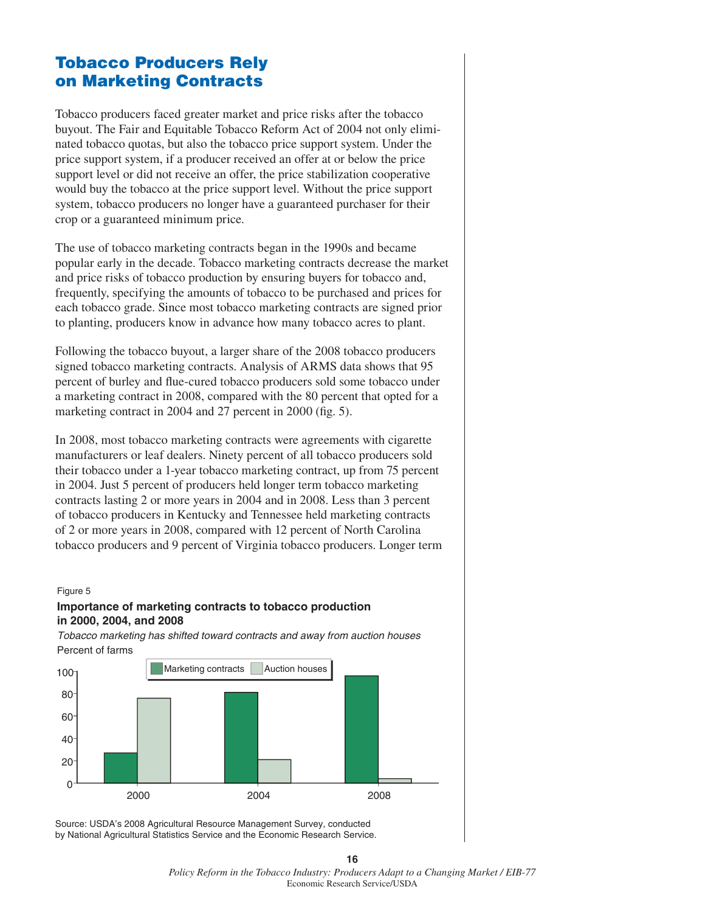## Tobacco Producers Rely on Marketing Contracts

Tobacco producers faced greater market and price risks after the tobacco buyout. The Fair and Equitable Tobacco Reform Act of 2004 not only eliminated tobacco quotas, but also the tobacco price support system. Under the price support system, if a producer received an offer at or below the price support level or did not receive an offer, the price stabilization cooperative would buy the tobacco at the price support level. Without the price support system, tobacco producers no longer have a guaranteed purchaser for their crop or a guaranteed minimum price.

The use of tobacco marketing contracts began in the 1990s and became popular early in the decade. Tobacco marketing contracts decrease the market and price risks of tobacco production by ensuring buyers for tobacco and, frequently, specifying the amounts of tobacco to be purchased and prices for each tobacco grade. Since most tobacco marketing contracts are signed prior to planting, producers know in advance how many tobacco acres to plant.

Following the tobacco buyout, a larger share of the 2008 tobacco producers signed tobacco marketing contracts. Analysis of ARMS data shows that 95 percent of burley and flue-cured tobacco producers sold some tobacco under a marketing contract in 2008, compared with the 80 percent that opted for a marketing contract in 2004 and 27 percent in 2000 (fig. 5).

In 2008, most tobacco marketing contracts were agreements with cigarette manufacturers or leaf dealers. Ninety percent of all tobacco producers sold their tobacco under a 1-year tobacco marketing contract, up from 75 percent in 2004. Just 5 percent of producers held longer term tobacco marketing contracts lasting 2 or more years in 2004 and in 2008. Less than 3 percent of tobacco producers in Kentucky and Tennessee held marketing contracts of 2 or more years in 2008, compared with 12 percent of North Carolina tobacco producers and 9 percent of Virginia tobacco producers. Longer term

Figure 5

**Importance of marketing contracts to tobacco production in 2000, 2004, and 2008**

*Tobacco marketing has shifted toward contracts and away from auction houses*

Percent of farms

Legend: Marketing contracts, Auction houses

Source: USDA's 2008 Agricultural Resource Management Survey, conducted by National Agricultural Statistics Service and the Economic Research Service.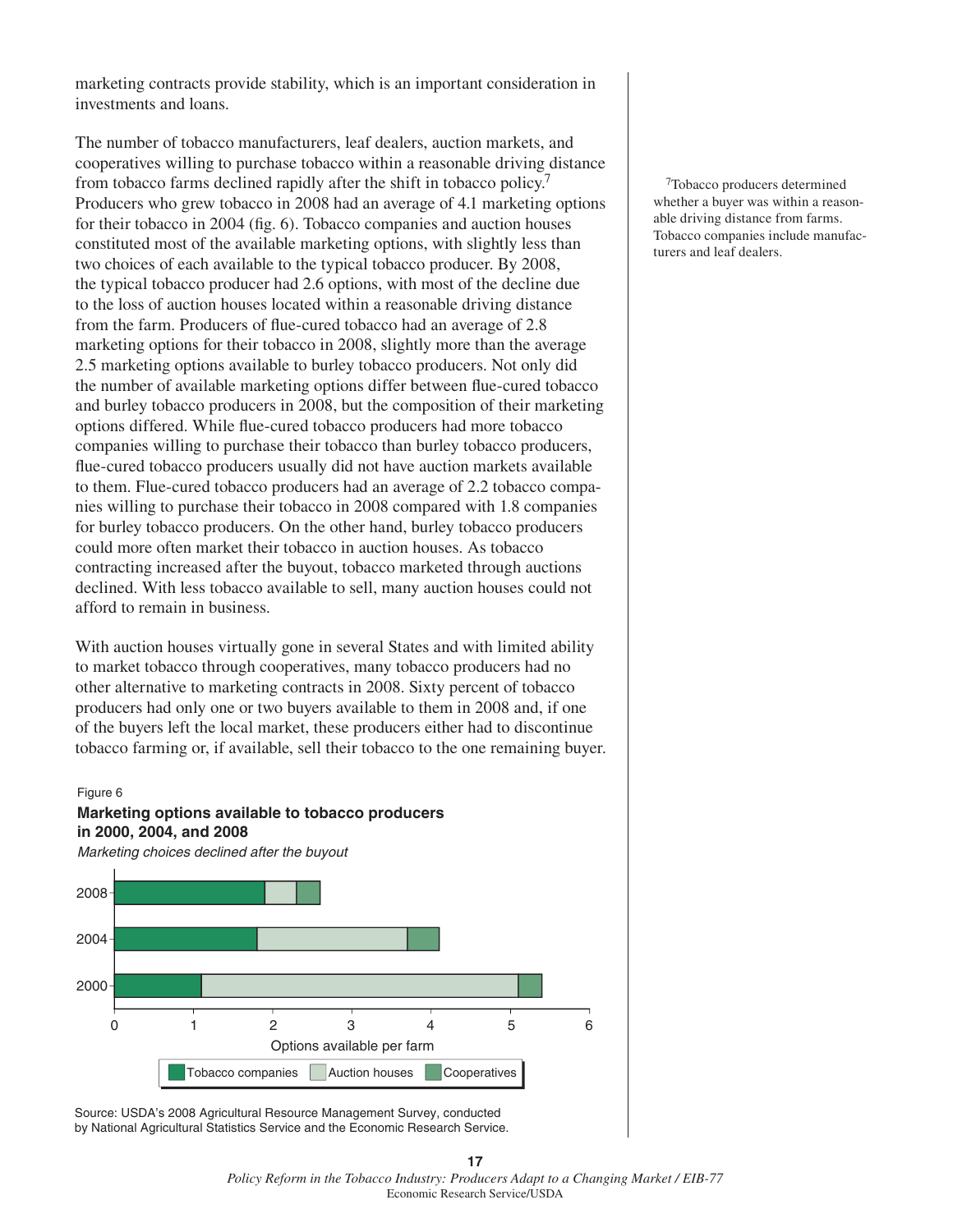marketing contracts provide stability, which is an important consideration in investments and loans.

The number of tobacco manufacturers, leaf dealers, auction markets, and cooperatives willing to purchase tobacco within a reasonable driving distance from tobacco farms declined rapidly after the shift in tobacco policy.[7] Producers who grew tobacco in 2008 had an average of 4.1 marketing options for their tobacco in 2004 (fig. 6). Tobacco companies and auction houses constituted most of the available marketing options, with slightly less than two choices of each available to the typical tobacco producer. By 2008, the typical tobacco producer had 2.6 options, with most of the decline due to the loss of auction houses located within a reasonable driving distance from the farm. Producers of flue-cured tobacco had an average of 2.8 marketing options for their tobacco in 2008, slightly more than the average 2.5 marketing options available to burley tobacco producers. Not only did the number of available marketing options differ between flue-cured tobacco and burley tobacco producers in 2008, but the composition of their marketing options differed. While flue-cured tobacco producers had more tobacco companies willing to purchase their tobacco than burley tobacco producers, flue-cured tobacco producers usually did not have auction markets available to them. Flue-cured tobacco producers had an average of 2.2 tobacco companies willing to purchase their tobacco in 2008 compared with 1.8 companies for burley tobacco producers. On the other hand, burley tobacco producers could more often market their tobacco in auction houses. As tobacco contracting increased after the buyout, tobacco marketed through auctions declined. With less tobacco available to sell, many auction houses could not afford to remain in business.

With auction houses virtually gone in several States and with limited ability to market tobacco through cooperatives, many tobacco producers had no other alternative to marketing contracts in 2008. Sixty percent of tobacco producers had only one or two buyers available to them in 2008 and, if one of the buyers left the local market, these producers either had to discontinue tobacco farming or, if available, sell their tobacco to the one remaining buyer.

[7]Tobacco producers determined whether a buyer was within a reasonable driving distance from farms. Tobacco companies include manufacturers and leaf dealers.

Figure 6

**Marketing options available to tobacco producers in 2000, 2004, and 2008**

*Marketing choices declined after the buyout*

| Year | Tobacco companies | Auction houses | Cooperatives |
|---|---|---|---|
| 2008 | ~1.9 | ~0.4 | ~0.3 |
| 2004 | ~1.8 | ~1.9 | ~0.4 |
| 2000 | ~1.1 | ~4.0 | ~0.3 |

Options available per farm

Source: USDA's 2008 Agricultural Resource Management Survey, conducted by National Agricultural Statistics Service and the Economic Research Service.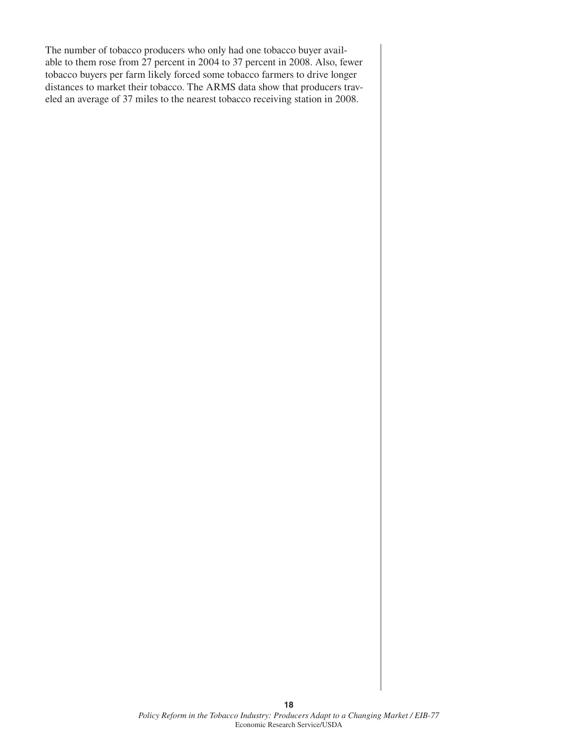The number of tobacco producers who only had one tobacco buyer available to them rose from 27 percent in 2004 to 37 percent in 2008. Also, fewer tobacco buyers per farm likely forced some tobacco farmers to drive longer distances to market their tobacco. The ARMS data show that producers traveled an average of 37 miles to the nearest tobacco receiving station in 2008.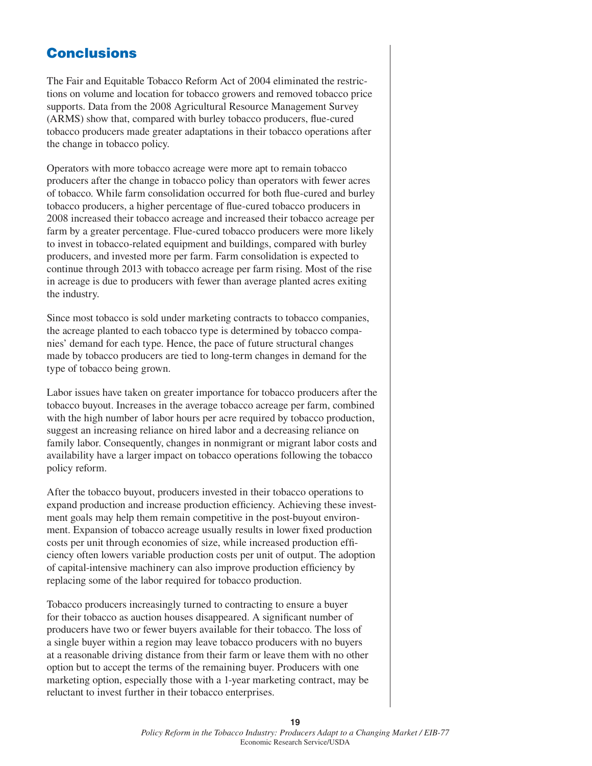## Conclusions

The Fair and Equitable Tobacco Reform Act of 2004 eliminated the restrictions on volume and location for tobacco growers and removed tobacco price supports. Data from the 2008 Agricultural Resource Management Survey (ARMS) show that, compared with burley tobacco producers, flue-cured tobacco producers made greater adaptations in their tobacco operations after the change in tobacco policy.

Operators with more tobacco acreage were more apt to remain tobacco producers after the change in tobacco policy than operators with fewer acres of tobacco. While farm consolidation occurred for both flue-cured and burley tobacco producers, a higher percentage of flue-cured tobacco producers in 2008 increased their tobacco acreage and increased their tobacco acreage per farm by a greater percentage. Flue-cured tobacco producers were more likely to invest in tobacco-related equipment and buildings, compared with burley producers, and invested more per farm. Farm consolidation is expected to continue through 2013 with tobacco acreage per farm rising. Most of the rise in acreage is due to producers with fewer than average planted acres exiting the industry.

Since most tobacco is sold under marketing contracts to tobacco companies, the acreage planted to each tobacco type is determined by tobacco companies' demand for each type. Hence, the pace of future structural changes made by tobacco producers are tied to long-term changes in demand for the type of tobacco being grown.

Labor issues have taken on greater importance for tobacco producers after the tobacco buyout. Increases in the average tobacco acreage per farm, combined with the high number of labor hours per acre required by tobacco production, suggest an increasing reliance on hired labor and a decreasing reliance on family labor. Consequently, changes in nonmigrant or migrant labor costs and availability have a larger impact on tobacco operations following the tobacco policy reform.

After the tobacco buyout, producers invested in their tobacco operations to expand production and increase production efficiency. Achieving these investment goals may help them remain competitive in the post-buyout environment. Expansion of tobacco acreage usually results in lower fixed production costs per unit through economies of size, while increased production efficiency often lowers variable production costs per unit of output. The adoption of capital-intensive machinery can also improve production efficiency by replacing some of the labor required for tobacco production.

Tobacco producers increasingly turned to contracting to ensure a buyer for their tobacco as auction houses disappeared. A significant number of producers have two or fewer buyers available for their tobacco. The loss of a single buyer within a region may leave tobacco producers with no buyers at a reasonable driving distance from their farm or leave them with no other option but to accept the terms of the remaining buyer. Producers with one marketing option, especially those with a 1-year marketing contract, may be reluctant to invest further in their tobacco enterprises.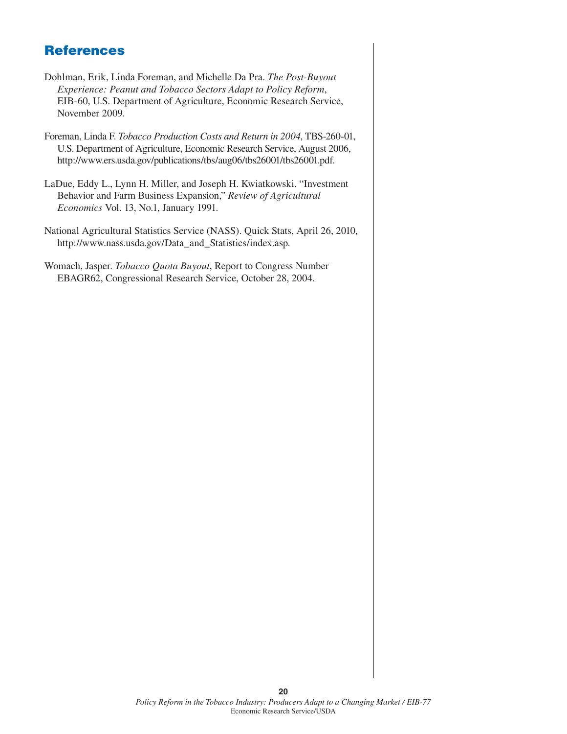## References

Dohlman, Erik, Linda Foreman, and Michelle Da Pra. *The Post-Buyout Experience: Peanut and Tobacco Sectors Adapt to Policy Reform*, EIB-60, U.S. Department of Agriculture, Economic Research Service, November 2009.

Foreman, Linda F. *Tobacco Production Costs and Return in 2004*, TBS-260-01, U.S. Department of Agriculture, Economic Research Service, August 2006, http://www.ers.usda.gov/publications/tbs/aug06/tbs26001/tbs26001.pdf.

LaDue, Eddy L., Lynn H. Miller, and Joseph H. Kwiatkowski. "Investment Behavior and Farm Business Expansion," *Review of Agricultural Economics* Vol. 13, No.1, January 1991.

National Agricultural Statistics Service (NASS). Quick Stats, April 26, 2010, http://www.nass.usda.gov/Data_and_Statistics/index.asp.

Womach, Jasper. *Tobacco Quota Buyout*, Report to Congress Number EBAGR62, Congressional Research Service, October 28, 2004.